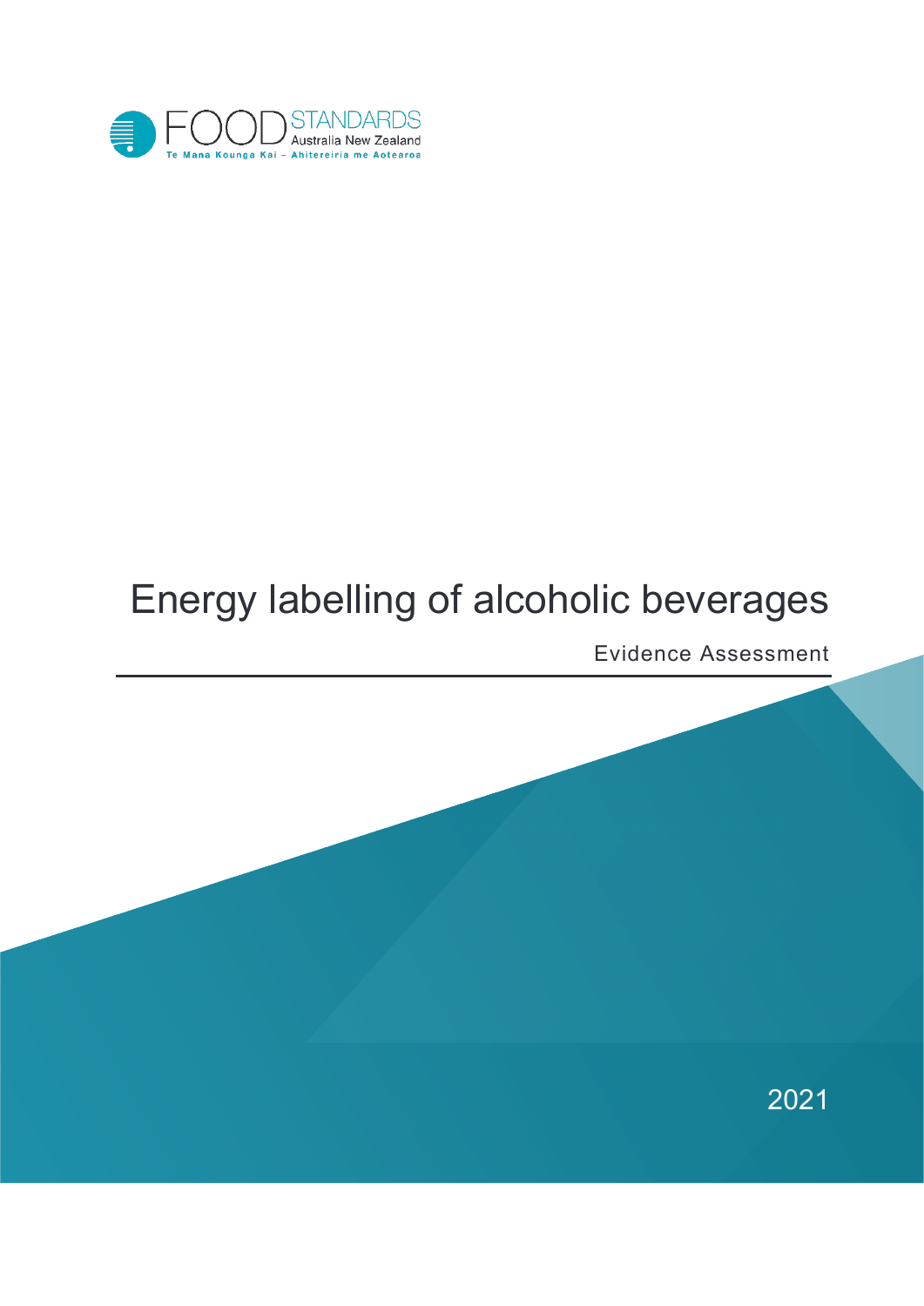FOOD STANDARDS Australia New Zealand

Te Mana Kounga Kai – Ahitereiria me Aotearoa

# Energy labelling of alcoholic beverages

Evidence Assessment

2021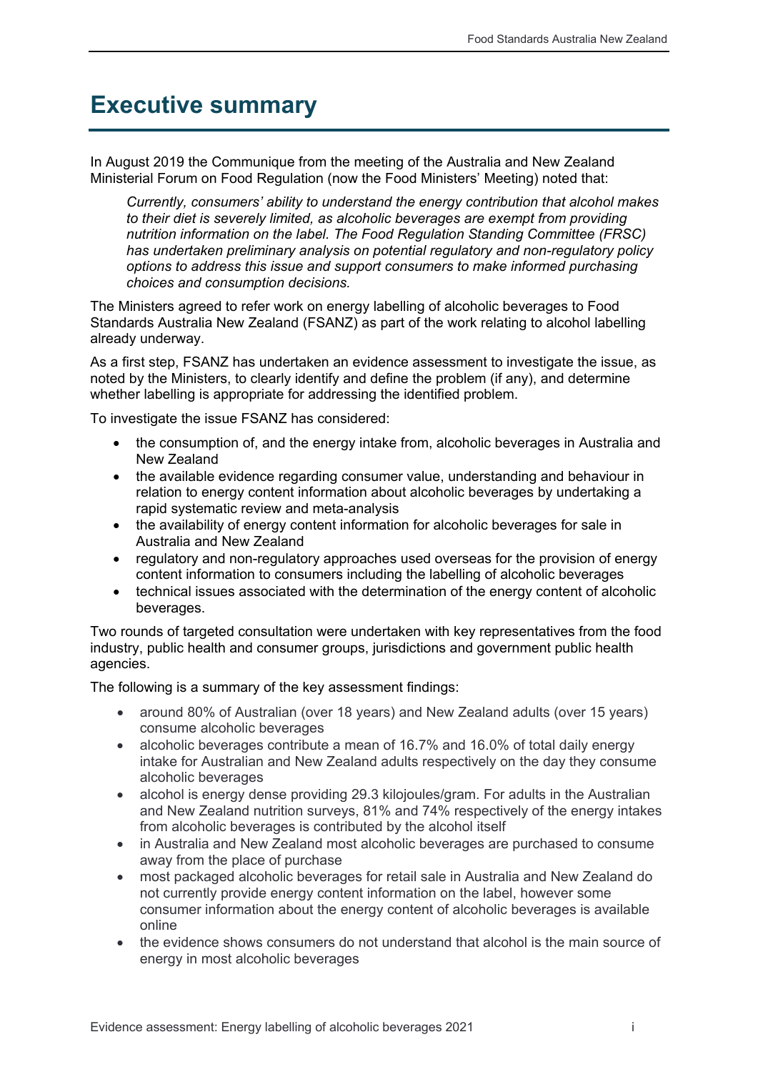# Executive summary

In August 2019 the Communique from the meeting of the Australia and New Zealand Ministerial Forum on Food Regulation (now the Food Ministers' Meeting) noted that:

> *Currently, consumers' ability to understand the energy contribution that alcohol makes to their diet is severely limited, as alcoholic beverages are exempt from providing nutrition information on the label. The Food Regulation Standing Committee (FRSC) has undertaken preliminary analysis on potential regulatory and non-regulatory policy options to address this issue and support consumers to make informed purchasing choices and consumption decisions.*

The Ministers agreed to refer work on energy labelling of alcoholic beverages to Food Standards Australia New Zealand (FSANZ) as part of the work relating to alcohol labelling already underway.

As a first step, FSANZ has undertaken an evidence assessment to investigate the issue, as noted by the Ministers, to clearly identify and define the problem (if any), and determine whether labelling is appropriate for addressing the identified problem.

To investigate the issue FSANZ has considered:

- the consumption of, and the energy intake from, alcoholic beverages in Australia and New Zealand
- the available evidence regarding consumer value, understanding and behaviour in relation to energy content information about alcoholic beverages by undertaking a rapid systematic review and meta-analysis
- the availability of energy content information for alcoholic beverages for sale in Australia and New Zealand
- regulatory and non-regulatory approaches used overseas for the provision of energy content information to consumers including the labelling of alcoholic beverages
- technical issues associated with the determination of the energy content of alcoholic beverages.

Two rounds of targeted consultation were undertaken with key representatives from the food industry, public health and consumer groups, jurisdictions and government public health agencies.

The following is a summary of the key assessment findings:

- around 80% of Australian (over 18 years) and New Zealand adults (over 15 years) consume alcoholic beverages
- alcoholic beverages contribute a mean of 16.7% and 16.0% of total daily energy intake for Australian and New Zealand adults respectively on the day they consume alcoholic beverages
- alcohol is energy dense providing 29.3 kilojoules/gram. For adults in the Australian and New Zealand nutrition surveys, 81% and 74% respectively of the energy intakes from alcoholic beverages is contributed by the alcohol itself
- in Australia and New Zealand most alcoholic beverages are purchased to consume away from the place of purchase
- most packaged alcoholic beverages for retail sale in Australia and New Zealand do not currently provide energy content information on the label, however some consumer information about the energy content of alcoholic beverages is available online
- the evidence shows consumers do not understand that alcohol is the main source of energy in most alcoholic beverages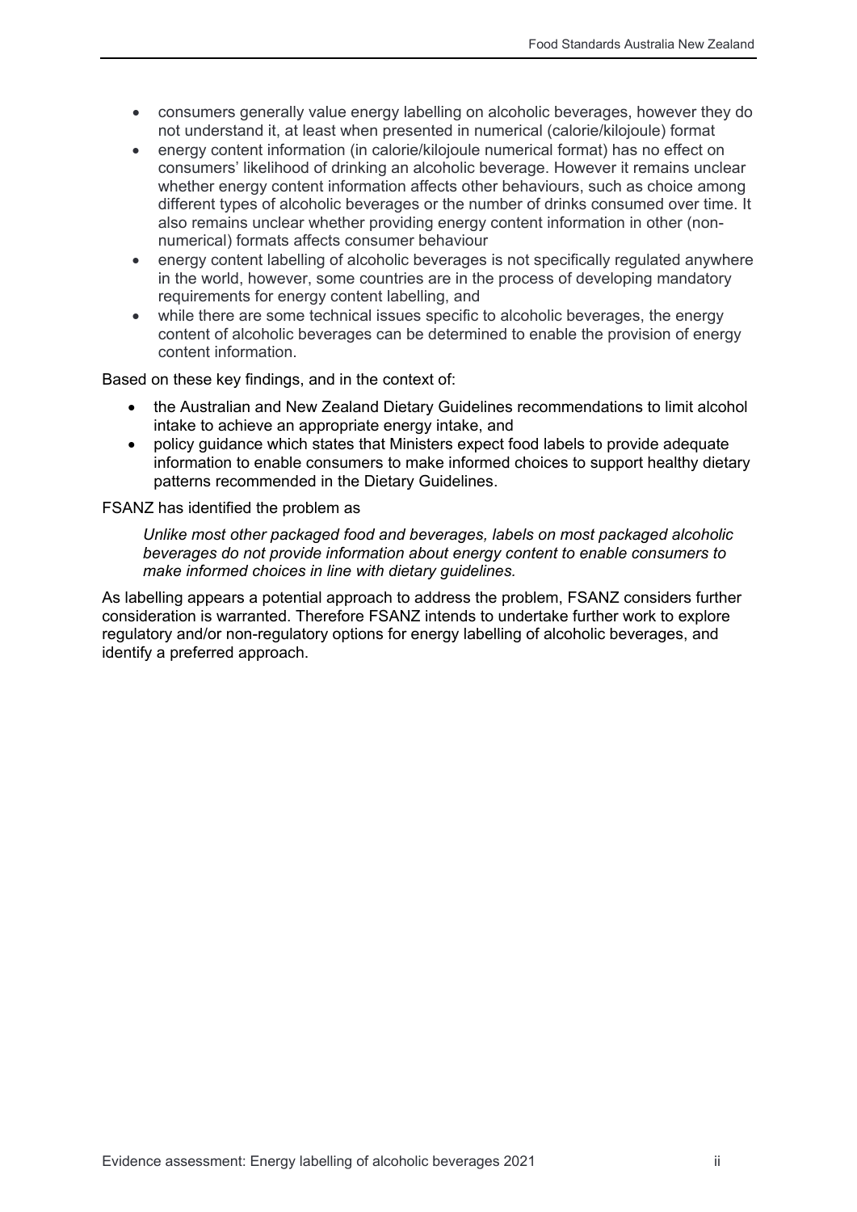- consumers generally value energy labelling on alcoholic beverages, however they do not understand it, at least when presented in numerical (calorie/kilojoule) format
- energy content information (in calorie/kilojoule numerical format) has no effect on consumers' likelihood of drinking an alcoholic beverage. However it remains unclear whether energy content information affects other behaviours, such as choice among different types of alcoholic beverages or the number of drinks consumed over time. It also remains unclear whether providing energy content information in other (non-numerical) formats affects consumer behaviour
- energy content labelling of alcoholic beverages is not specifically regulated anywhere in the world, however, some countries are in the process of developing mandatory requirements for energy content labelling, and
- while there are some technical issues specific to alcoholic beverages, the energy content of alcoholic beverages can be determined to enable the provision of energy content information.

Based on these key findings, and in the context of:

- the Australian and New Zealand Dietary Guidelines recommendations to limit alcohol intake to achieve an appropriate energy intake, and
- policy guidance which states that Ministers expect food labels to provide adequate information to enable consumers to make informed choices to support healthy dietary patterns recommended in the Dietary Guidelines.

FSANZ has identified the problem as

> *Unlike most other packaged food and beverages, labels on most packaged alcoholic beverages do not provide information about energy content to enable consumers to make informed choices in line with dietary guidelines.*

As labelling appears a potential approach to address the problem, FSANZ considers further consideration is warranted. Therefore FSANZ intends to undertake further work to explore regulatory and/or non-regulatory options for energy labelling of alcoholic beverages, and identify a preferred approach.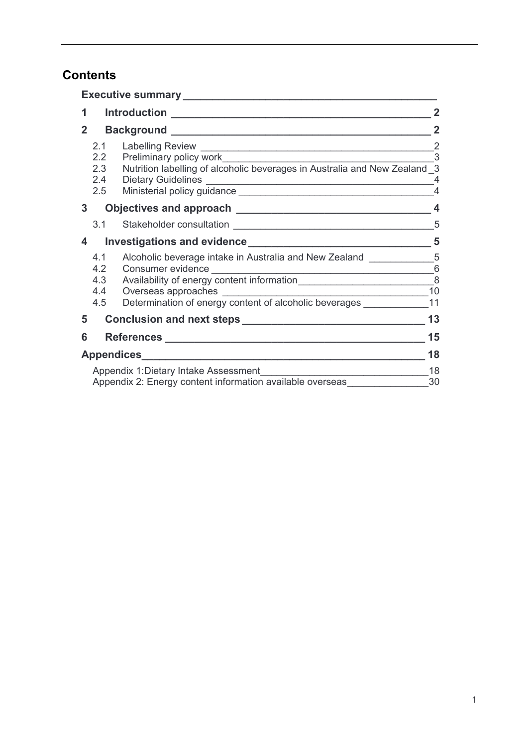## Contents

**Executive summary**

**1 Introduction** 2

**2 Background** 2

- 2.1 Labelling Review 2
- 2.2 Preliminary policy work 3
- 2.3 Nutrition labelling of alcoholic beverages in Australia and New Zealand 3
- 2.4 Dietary Guidelines 4
- 2.5 Ministerial policy guidance 4

**3 Objectives and approach** 4

- 3.1 Stakeholder consultation 5

**4 Investigations and evidence** 5

- 4.1 Alcoholic beverage intake in Australia and New Zealand 5
- 4.2 Consumer evidence 6
- 4.3 Availability of energy content information 8
- 4.4 Overseas approaches 10
- 4.5 Determination of energy content of alcoholic beverages 11

**5 Conclusion and next steps** 13

**6 References** 15

**Appendices** 18

- Appendix 1:Dietary Intake Assessment 18
- Appendix 2: Energy content information available overseas 30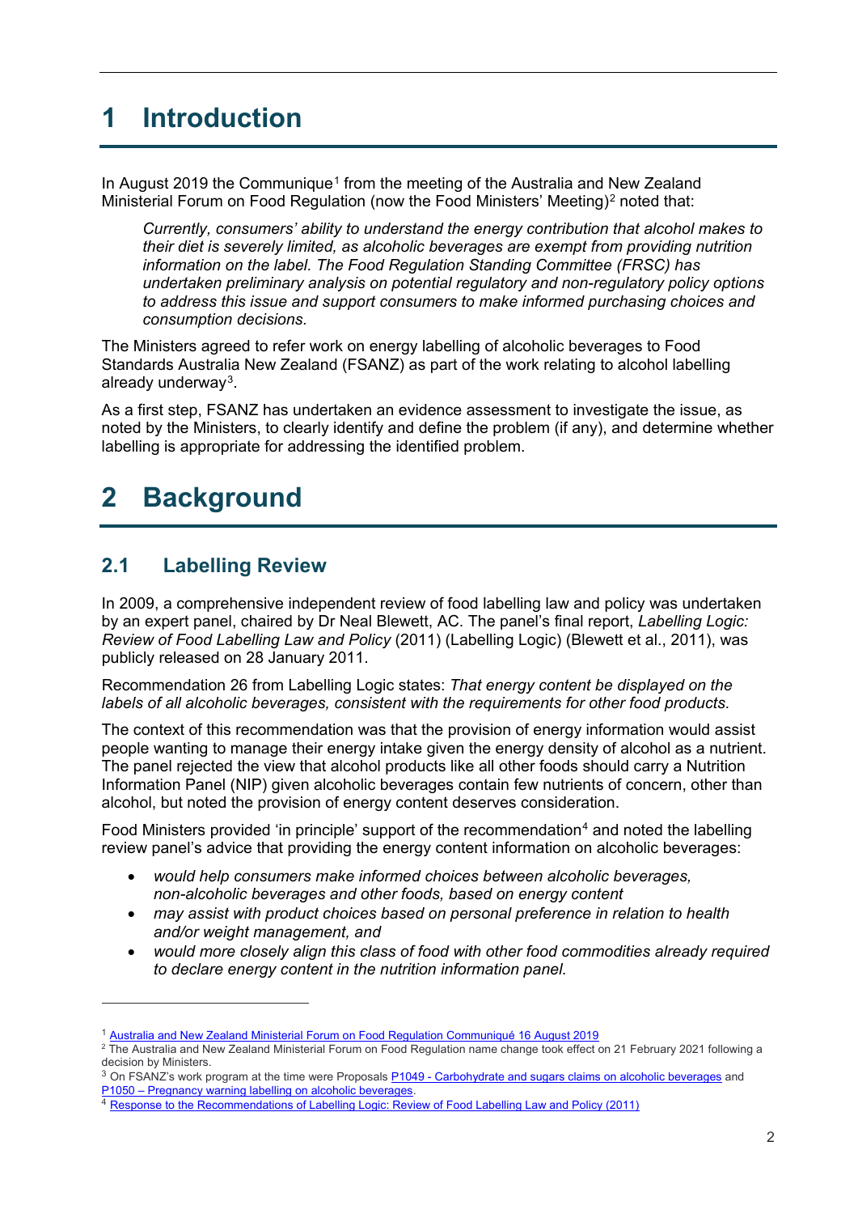# 1 Introduction

In August 2019 the Communique[1] from the meeting of the Australia and New Zealand Ministerial Forum on Food Regulation (now the Food Ministers' Meeting)[2] noted that:

> *Currently, consumers' ability to understand the energy contribution that alcohol makes to their diet is severely limited, as alcoholic beverages are exempt from providing nutrition information on the label. The Food Regulation Standing Committee (FRSC) has undertaken preliminary analysis on potential regulatory and non-regulatory policy options to address this issue and support consumers to make informed purchasing choices and consumption decisions.*

The Ministers agreed to refer work on energy labelling of alcoholic beverages to Food Standards Australia New Zealand (FSANZ) as part of the work relating to alcohol labelling already underway[3].

As a first step, FSANZ has undertaken an evidence assessment to investigate the issue, as noted by the Ministers, to clearly identify and define the problem (if any), and determine whether labelling is appropriate for addressing the identified problem.

# 2 Background

## 2.1 Labelling Review

In 2009, a comprehensive independent review of food labelling law and policy was undertaken by an expert panel, chaired by Dr Neal Blewett, AC. The panel's final report, *Labelling Logic: Review of Food Labelling Law and Policy* (2011) (Labelling Logic) (Blewett et al., 2011), was publicly released on 28 January 2011.

Recommendation 26 from Labelling Logic states: *That energy content be displayed on the labels of all alcoholic beverages, consistent with the requirements for other food products.*

The context of this recommendation was that the provision of energy information would assist people wanting to manage their energy intake given the energy density of alcohol as a nutrient. The panel rejected the view that alcohol products like all other foods should carry a Nutrition Information Panel (NIP) given alcoholic beverages contain few nutrients of concern, other than alcohol, but noted the provision of energy content deserves consideration.

Food Ministers provided 'in principle' support of the recommendation[4] and noted the labelling review panel's advice that providing the energy content information on alcoholic beverages:

- *would help consumers make informed choices between alcoholic beverages, non-alcoholic beverages and other foods, based on energy content*
- *may assist with product choices based on personal preference in relation to health and/or weight management, and*
- *would more closely align this class of food with other food commodities already required to declare energy content in the nutrition information panel.*

---

[1] Australia and New Zealand Ministerial Forum on Food Regulation Communiqué 16 August 2019

[2] The Australia and New Zealand Ministerial Forum on Food Regulation name change took effect on 21 February 2021 following a decision by Ministers.

[3] On FSANZ's work program at the time were Proposals P1049 - Carbohydrate and sugars claims on alcoholic beverages and P1050 – Pregnancy warning labelling on alcoholic beverages.

[4] Response to the Recommendations of Labelling Logic: Review of Food Labelling Law and Policy (2011)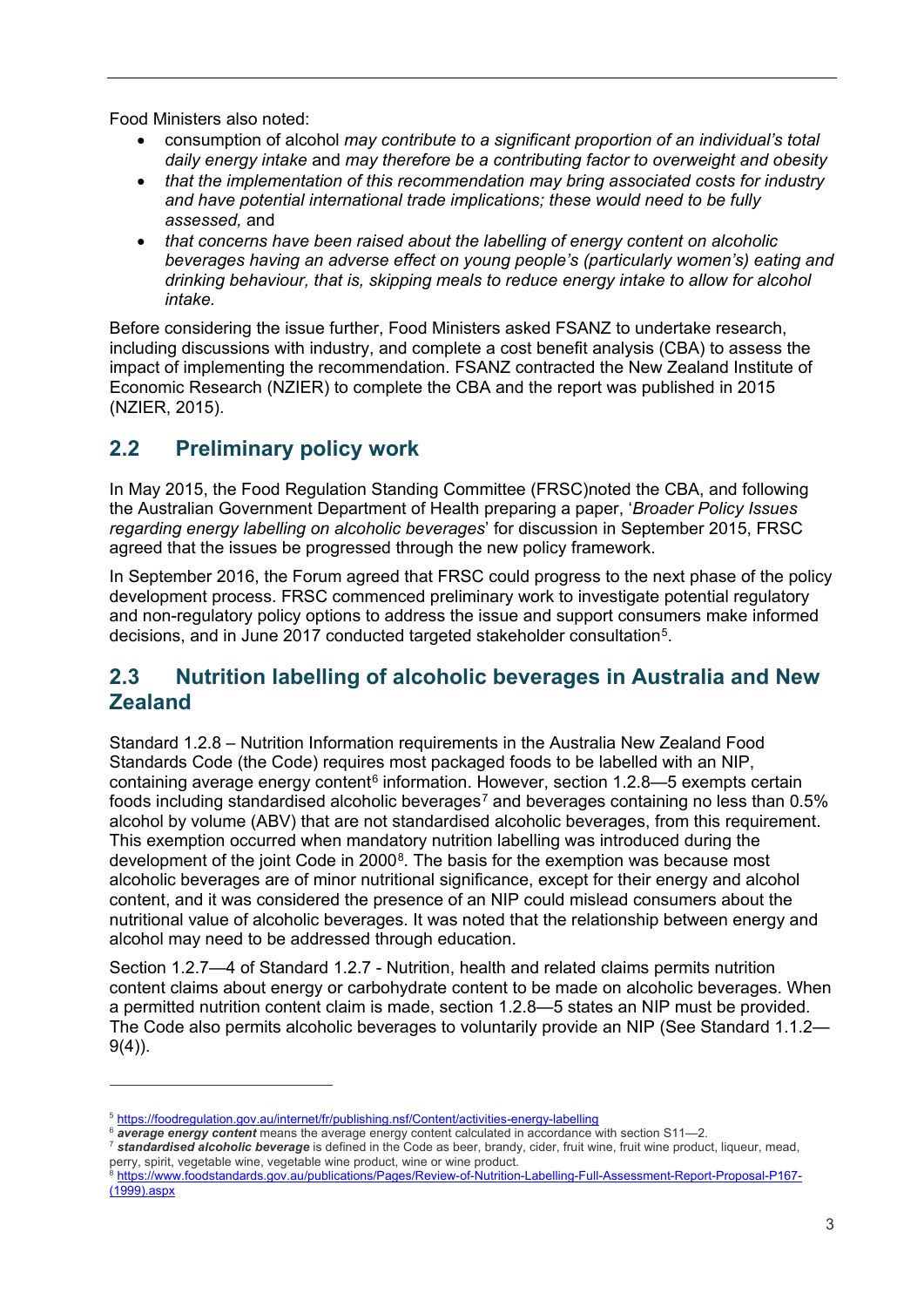Food Ministers also noted:

- consumption of alcohol *may contribute to a significant proportion of an individual's total daily energy intake* and *may therefore be a contributing factor to overweight and obesity*
- *that the implementation of this recommendation may bring associated costs for industry and have potential international trade implications; these would need to be fully assessed,* and
- *that concerns have been raised about the labelling of energy content on alcoholic beverages having an adverse effect on young people's (particularly women's) eating and drinking behaviour, that is, skipping meals to reduce energy intake to allow for alcohol intake.*

Before considering the issue further, Food Ministers asked FSANZ to undertake research, including discussions with industry, and complete a cost benefit analysis (CBA) to assess the impact of implementing the recommendation. FSANZ contracted the New Zealand Institute of Economic Research (NZIER) to complete the CBA and the report was published in 2015 (NZIER, 2015).

## 2.2 Preliminary policy work

In May 2015, the Food Regulation Standing Committee (FRSC)noted the CBA, and following the Australian Government Department of Health preparing a paper, '*Broader Policy Issues regarding energy labelling on alcoholic beverages*' for discussion in September 2015, FRSC agreed that the issues be progressed through the new policy framework.

In September 2016, the Forum agreed that FRSC could progress to the next phase of the policy development process. FRSC commenced preliminary work to investigate potential regulatory and non-regulatory policy options to address the issue and support consumers make informed decisions, and in June 2017 conducted targeted stakeholder consultation[5].

## 2.3 Nutrition labelling of alcoholic beverages in Australia and New Zealand

Standard 1.2.8 – Nutrition Information requirements in the Australia New Zealand Food Standards Code (the Code) requires most packaged foods to be labelled with an NIP, containing average energy content[6] information. However, section 1.2.8—5 exempts certain foods including standardised alcoholic beverages[7] and beverages containing no less than 0.5% alcohol by volume (ABV) that are not standardised alcoholic beverages, from this requirement. This exemption occurred when mandatory nutrition labelling was introduced during the development of the joint Code in 2000[8]. The basis for the exemption was because most alcoholic beverages are of minor nutritional significance, except for their energy and alcohol content, and it was considered the presence of an NIP could mislead consumers about the nutritional value of alcoholic beverages. It was noted that the relationship between energy and alcohol may need to be addressed through education.

Section 1.2.7—4 of Standard 1.2.7 - Nutrition, health and related claims permits nutrition content claims about energy or carbohydrate content to be made on alcoholic beverages. When a permitted nutrition content claim is made, section 1.2.8—5 states an NIP must be provided. The Code also permits alcoholic beverages to voluntarily provide an NIP (See Standard 1.1.2—9(4)).

---

[5] https://foodregulation.gov.au/internet/fr/publishing.nsf/Content/activities-energy-labelling

[6] ***average energy content*** means the average energy content calculated in accordance with section S11—2.

[7] ***standardised alcoholic beverage*** is defined in the Code as beer, brandy, cider, fruit wine, fruit wine product, liqueur, mead, perry, spirit, vegetable wine, vegetable wine product, wine or wine product.

[8] https://www.foodstandards.gov.au/publications/Pages/Review-of-Nutrition-Labelling-Full-Assessment-Report-Proposal-P167-(1999).aspx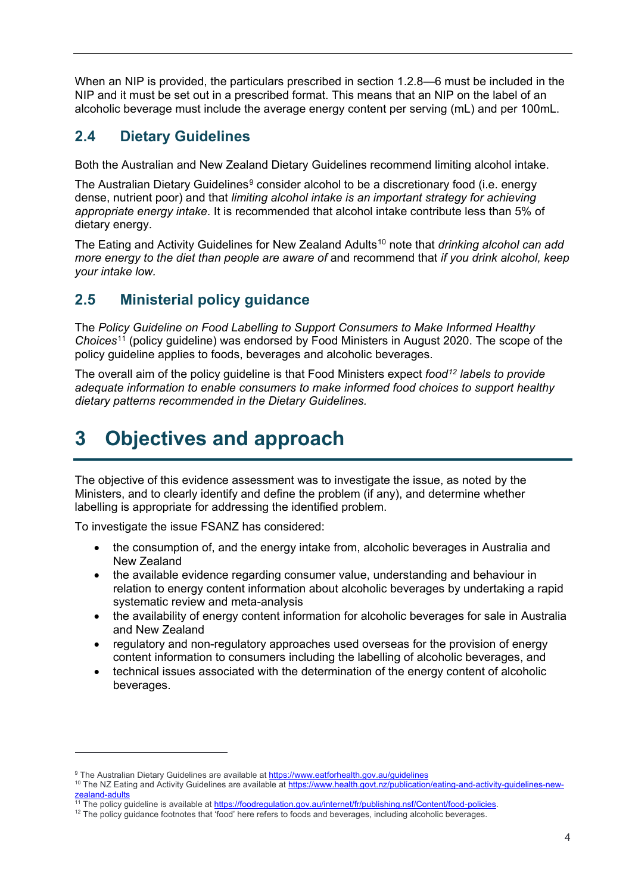When an NIP is provided, the particulars prescribed in section 1.2.8—6 must be included in the NIP and it must be set out in a prescribed format. This means that an NIP on the label of an alcoholic beverage must include the average energy content per serving (mL) and per 100mL.

## 2.4 Dietary Guidelines

Both the Australian and New Zealand Dietary Guidelines recommend limiting alcohol intake.

The Australian Dietary Guidelines[9] consider alcohol to be a discretionary food (i.e. energy dense, nutrient poor) and that *limiting alcohol intake is an important strategy for achieving appropriate energy intake*. It is recommended that alcohol intake contribute less than 5% of dietary energy.

The Eating and Activity Guidelines for New Zealand Adults[10] note that *drinking alcohol can add more energy to the diet than people are aware of* and recommend that *if you drink alcohol, keep your intake low.*

## 2.5 Ministerial policy guidance

The *Policy Guideline on Food Labelling to Support Consumers to Make Informed Healthy Choices*[11] (policy guideline) was endorsed by Food Ministers in August 2020. The scope of the policy guideline applies to foods, beverages and alcoholic beverages.

The overall aim of the policy guideline is that Food Ministers expect *food[12] labels to provide adequate information to enable consumers to make informed food choices to support healthy dietary patterns recommended in the Dietary Guidelines.*

# 3 Objectives and approach

The objective of this evidence assessment was to investigate the issue, as noted by the Ministers, and to clearly identify and define the problem (if any), and determine whether labelling is appropriate for addressing the identified problem.

To investigate the issue FSANZ has considered:

- the consumption of, and the energy intake from, alcoholic beverages in Australia and New Zealand
- the available evidence regarding consumer value, understanding and behaviour in relation to energy content information about alcoholic beverages by undertaking a rapid systematic review and meta-analysis
- the availability of energy content information for alcoholic beverages for sale in Australia and New Zealand
- regulatory and non-regulatory approaches used overseas for the provision of energy content information to consumers including the labelling of alcoholic beverages, and
- technical issues associated with the determination of the energy content of alcoholic beverages.

---

[9] The Australian Dietary Guidelines are available at https://www.eatforhealth.gov.au/guidelines

[10] The NZ Eating and Activity Guidelines are available at https://www.health.govt.nz/publication/eating-and-activity-guidelines-new-zealand-adults

[11] The policy guideline is available at https://foodregulation.gov.au/internet/fr/publishing.nsf/Content/food-policies.

[12] The policy guidance footnotes that 'food' here refers to foods and beverages, including alcoholic beverages.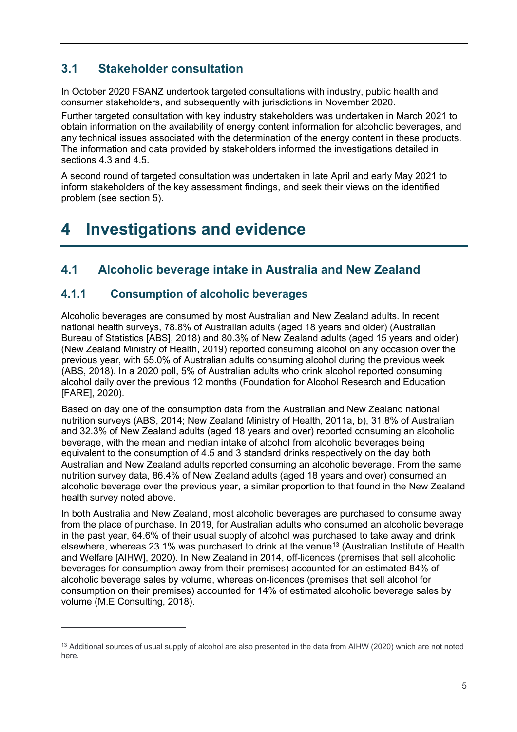## 3.1 Stakeholder consultation

In October 2020 FSANZ undertook targeted consultations with industry, public health and consumer stakeholders, and subsequently with jurisdictions in November 2020.

Further targeted consultation with key industry stakeholders was undertaken in March 2021 to obtain information on the availability of energy content information for alcoholic beverages, and any technical issues associated with the determination of the energy content in these products. The information and data provided by stakeholders informed the investigations detailed in sections 4.3 and 4.5.

A second round of targeted consultation was undertaken in late April and early May 2021 to inform stakeholders of the key assessment findings, and seek their views on the identified problem (see section 5).

# 4 Investigations and evidence

## 4.1 Alcoholic beverage intake in Australia and New Zealand

### 4.1.1 Consumption of alcoholic beverages

Alcoholic beverages are consumed by most Australian and New Zealand adults. In recent national health surveys, 78.8% of Australian adults (aged 18 years and older) (Australian Bureau of Statistics [ABS], 2018) and 80.3% of New Zealand adults (aged 15 years and older) (New Zealand Ministry of Health, 2019) reported consuming alcohol on any occasion over the previous year, with 55.0% of Australian adults consuming alcohol during the previous week (ABS, 2018). In a 2020 poll, 5% of Australian adults who drink alcohol reported consuming alcohol daily over the previous 12 months (Foundation for Alcohol Research and Education [FARE], 2020).

Based on day one of the consumption data from the Australian and New Zealand national nutrition surveys (ABS, 2014; New Zealand Ministry of Health, 2011a, b), 31.8% of Australian and 32.3% of New Zealand adults (aged 18 years and over) reported consuming an alcoholic beverage, with the mean and median intake of alcohol from alcoholic beverages being equivalent to the consumption of 4.5 and 3 standard drinks respectively on the day both Australian and New Zealand adults reported consuming an alcoholic beverage. From the same nutrition survey data, 86.4% of New Zealand adults (aged 18 years and over) consumed an alcoholic beverage over the previous year, a similar proportion to that found in the New Zealand health survey noted above.

In both Australia and New Zealand, most alcoholic beverages are purchased to consume away from the place of purchase. In 2019, for Australian adults who consumed an alcoholic beverage in the past year, 64.6% of their usual supply of alcohol was purchased to take away and drink elsewhere, whereas 23.1% was purchased to drink at the venue[13] (Australian Institute of Health and Welfare [AIHW], 2020). In New Zealand in 2014, off-licences (premises that sell alcoholic beverages for consumption away from their premises) accounted for an estimated 84% of alcoholic beverage sales by volume, whereas on-licences (premises that sell alcohol for consumption on their premises) accounted for 14% of estimated alcoholic beverage sales by volume (M.E Consulting, 2018).

---

[13] Additional sources of usual supply of alcohol are also presented in the data from AIHW (2020) which are not noted here.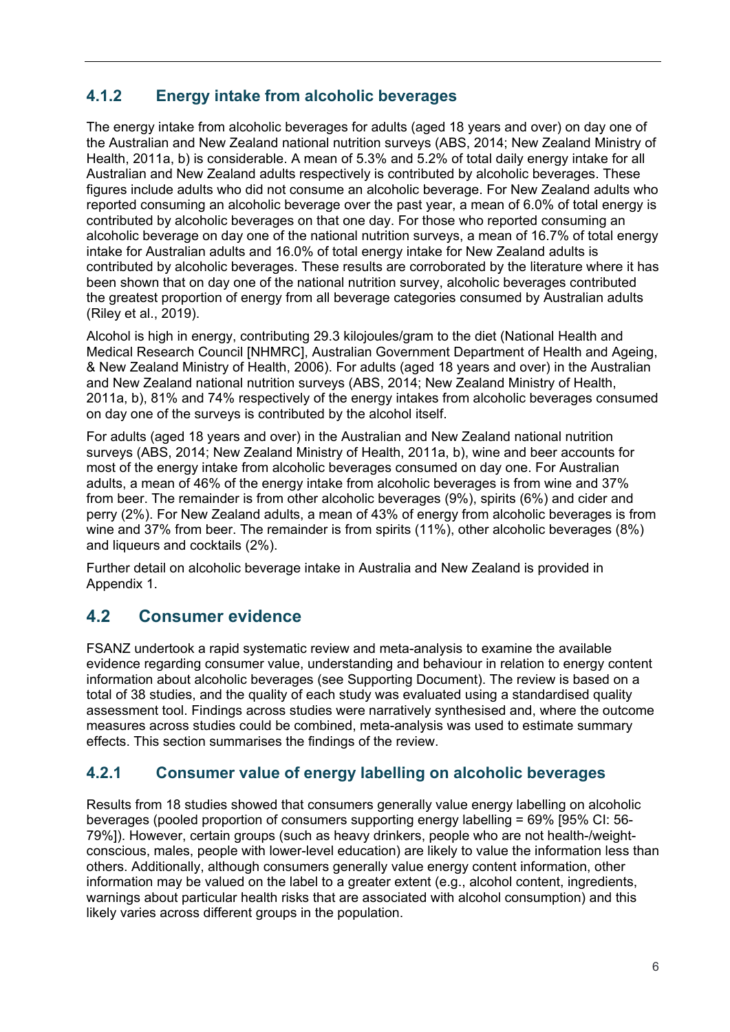### 4.1.2 Energy intake from alcoholic beverages

The energy intake from alcoholic beverages for adults (aged 18 years and over) on day one of the Australian and New Zealand national nutrition surveys (ABS, 2014; New Zealand Ministry of Health, 2011a, b) is considerable. A mean of 5.3% and 5.2% of total daily energy intake for all Australian and New Zealand adults respectively is contributed by alcoholic beverages. These figures include adults who did not consume an alcoholic beverage. For New Zealand adults who reported consuming an alcoholic beverage over the past year, a mean of 6.0% of total energy is contributed by alcoholic beverages on that one day. For those who reported consuming an alcoholic beverage on day one of the national nutrition surveys, a mean of 16.7% of total energy intake for Australian adults and 16.0% of total energy intake for New Zealand adults is contributed by alcoholic beverages. These results are corroborated by the literature where it has been shown that on day one of the national nutrition survey, alcoholic beverages contributed the greatest proportion of energy from all beverage categories consumed by Australian adults (Riley et al., 2019).

Alcohol is high in energy, contributing 29.3 kilojoules/gram to the diet (National Health and Medical Research Council [NHMRC], Australian Government Department of Health and Ageing, & New Zealand Ministry of Health, 2006). For adults (aged 18 years and over) in the Australian and New Zealand national nutrition surveys (ABS, 2014; New Zealand Ministry of Health, 2011a, b), 81% and 74% respectively of the energy intakes from alcoholic beverages consumed on day one of the surveys is contributed by the alcohol itself.

For adults (aged 18 years and over) in the Australian and New Zealand national nutrition surveys (ABS, 2014; New Zealand Ministry of Health, 2011a, b), wine and beer accounts for most of the energy intake from alcoholic beverages consumed on day one. For Australian adults, a mean of 46% of the energy intake from alcoholic beverages is from wine and 37% from beer. The remainder is from other alcoholic beverages (9%), spirits (6%) and cider and perry (2%). For New Zealand adults, a mean of 43% of energy from alcoholic beverages is from wine and 37% from beer. The remainder is from spirits (11%), other alcoholic beverages (8%) and liqueurs and cocktails (2%).

Further detail on alcoholic beverage intake in Australia and New Zealand is provided in Appendix 1.

## 4.2 Consumer evidence

FSANZ undertook a rapid systematic review and meta-analysis to examine the available evidence regarding consumer value, understanding and behaviour in relation to energy content information about alcoholic beverages (see Supporting Document). The review is based on a total of 38 studies, and the quality of each study was evaluated using a standardised quality assessment tool. Findings across studies were narratively synthesised and, where the outcome measures across studies could be combined, meta-analysis was used to estimate summary effects. This section summarises the findings of the review.

### 4.2.1 Consumer value of energy labelling on alcoholic beverages

Results from 18 studies showed that consumers generally value energy labelling on alcoholic beverages (pooled proportion of consumers supporting energy labelling = 69% [95% CI: 56-79%]). However, certain groups (such as heavy drinkers, people who are not health-/weight-conscious, males, people with lower-level education) are likely to value the information less than others. Additionally, although consumers generally value energy content information, other information may be valued on the label to a greater extent (e.g., alcohol content, ingredients, warnings about particular health risks that are associated with alcohol consumption) and this likely varies across different groups in the population.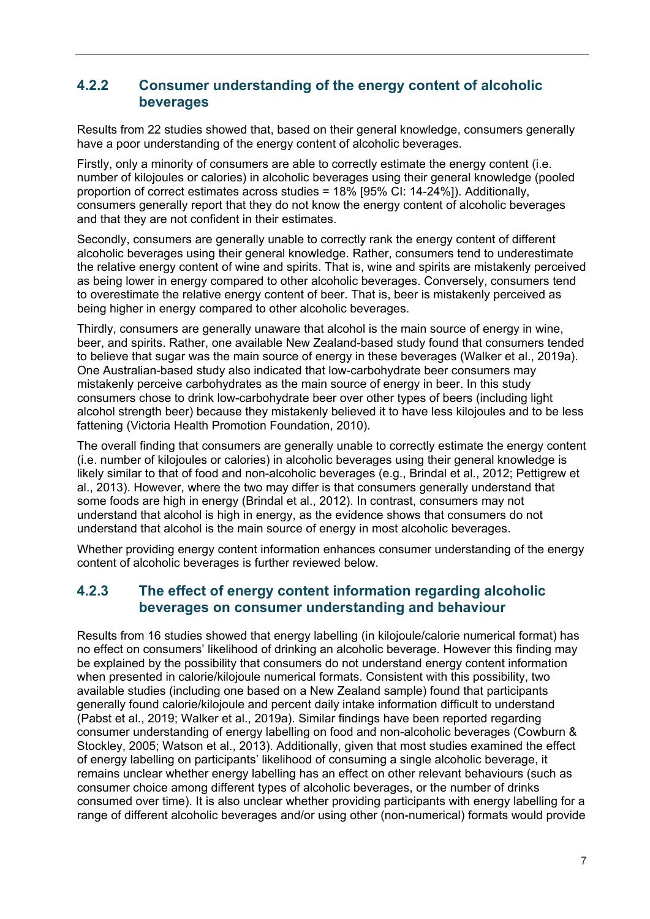### 4.2.2 Consumer understanding of the energy content of alcoholic beverages

Results from 22 studies showed that, based on their general knowledge, consumers generally have a poor understanding of the energy content of alcoholic beverages.

Firstly, only a minority of consumers are able to correctly estimate the energy content (i.e. number of kilojoules or calories) in alcoholic beverages using their general knowledge (pooled proportion of correct estimates across studies = 18% [95% CI: 14-24%]). Additionally, consumers generally report that they do not know the energy content of alcoholic beverages and that they are not confident in their estimates.

Secondly, consumers are generally unable to correctly rank the energy content of different alcoholic beverages using their general knowledge. Rather, consumers tend to underestimate the relative energy content of wine and spirits. That is, wine and spirits are mistakenly perceived as being lower in energy compared to other alcoholic beverages. Conversely, consumers tend to overestimate the relative energy content of beer. That is, beer is mistakenly perceived as being higher in energy compared to other alcoholic beverages.

Thirdly, consumers are generally unaware that alcohol is the main source of energy in wine, beer, and spirits. Rather, one available New Zealand-based study found that consumers tended to believe that sugar was the main source of energy in these beverages (Walker et al., 2019a). One Australian-based study also indicated that low-carbohydrate beer consumers may mistakenly perceive carbohydrates as the main source of energy in beer. In this study consumers chose to drink low-carbohydrate beer over other types of beers (including light alcohol strength beer) because they mistakenly believed it to have less kilojoules and to be less fattening (Victoria Health Promotion Foundation, 2010).

The overall finding that consumers are generally unable to correctly estimate the energy content (i.e. number of kilojoules or calories) in alcoholic beverages using their general knowledge is likely similar to that of food and non-alcoholic beverages (e.g., Brindal et al., 2012; Pettigrew et al., 2013). However, where the two may differ is that consumers generally understand that some foods are high in energy (Brindal et al., 2012). In contrast, consumers may not understand that alcohol is high in energy, as the evidence shows that consumers do not understand that alcohol is the main source of energy in most alcoholic beverages.

Whether providing energy content information enhances consumer understanding of the energy content of alcoholic beverages is further reviewed below.

### 4.2.3 The effect of energy content information regarding alcoholic beverages on consumer understanding and behaviour

Results from 16 studies showed that energy labelling (in kilojoule/calorie numerical format) has no effect on consumers' likelihood of drinking an alcoholic beverage. However this finding may be explained by the possibility that consumers do not understand energy content information when presented in calorie/kilojoule numerical formats. Consistent with this possibility, two available studies (including one based on a New Zealand sample) found that participants generally found calorie/kilojoule and percent daily intake information difficult to understand (Pabst et al., 2019; Walker et al., 2019a). Similar findings have been reported regarding consumer understanding of energy labelling on food and non-alcoholic beverages (Cowburn & Stockley, 2005; Watson et al., 2013). Additionally, given that most studies examined the effect of energy labelling on participants' likelihood of consuming a single alcoholic beverage, it remains unclear whether energy labelling has an effect on other relevant behaviours (such as consumer choice among different types of alcoholic beverages, or the number of drinks consumed over time). It is also unclear whether providing participants with energy labelling for a range of different alcoholic beverages and/or using other (non-numerical) formats would provide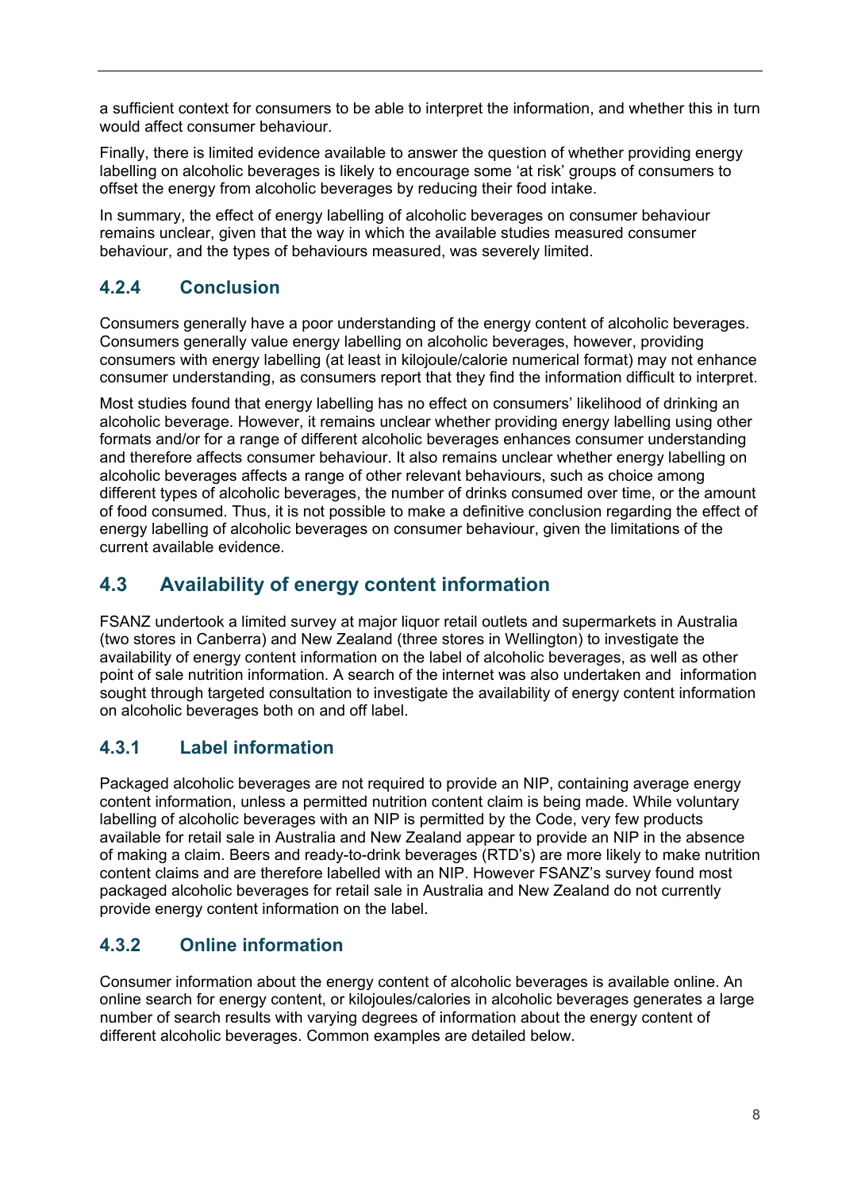a sufficient context for consumers to be able to interpret the information, and whether this in turn would affect consumer behaviour.

Finally, there is limited evidence available to answer the question of whether providing energy labelling on alcoholic beverages is likely to encourage some 'at risk' groups of consumers to offset the energy from alcoholic beverages by reducing their food intake.

In summary, the effect of energy labelling of alcoholic beverages on consumer behaviour remains unclear, given that the way in which the available studies measured consumer behaviour, and the types of behaviours measured, was severely limited.

### 4.2.4 Conclusion

Consumers generally have a poor understanding of the energy content of alcoholic beverages. Consumers generally value energy labelling on alcoholic beverages, however, providing consumers with energy labelling (at least in kilojoule/calorie numerical format) may not enhance consumer understanding, as consumers report that they find the information difficult to interpret.

Most studies found that energy labelling has no effect on consumers' likelihood of drinking an alcoholic beverage. However, it remains unclear whether providing energy labelling using other formats and/or for a range of different alcoholic beverages enhances consumer understanding and therefore affects consumer behaviour. It also remains unclear whether energy labelling on alcoholic beverages affects a range of other relevant behaviours, such as choice among different types of alcoholic beverages, the number of drinks consumed over time, or the amount of food consumed. Thus, it is not possible to make a definitive conclusion regarding the effect of energy labelling of alcoholic beverages on consumer behaviour, given the limitations of the current available evidence.

## 4.3 Availability of energy content information

FSANZ undertook a limited survey at major liquor retail outlets and supermarkets in Australia (two stores in Canberra) and New Zealand (three stores in Wellington) to investigate the availability of energy content information on the label of alcoholic beverages, as well as other point of sale nutrition information. A search of the internet was also undertaken and information sought through targeted consultation to investigate the availability of energy content information on alcoholic beverages both on and off label.

### 4.3.1 Label information

Packaged alcoholic beverages are not required to provide an NIP, containing average energy content information, unless a permitted nutrition content claim is being made. While voluntary labelling of alcoholic beverages with an NIP is permitted by the Code, very few products available for retail sale in Australia and New Zealand appear to provide an NIP in the absence of making a claim. Beers and ready-to-drink beverages (RTD's) are more likely to make nutrition content claims and are therefore labelled with an NIP. However FSANZ's survey found most packaged alcoholic beverages for retail sale in Australia and New Zealand do not currently provide energy content information on the label.

### 4.3.2 Online information

Consumer information about the energy content of alcoholic beverages is available online. An online search for energy content, or kilojoules/calories in alcoholic beverages generates a large number of search results with varying degrees of information about the energy content of different alcoholic beverages. Common examples are detailed below.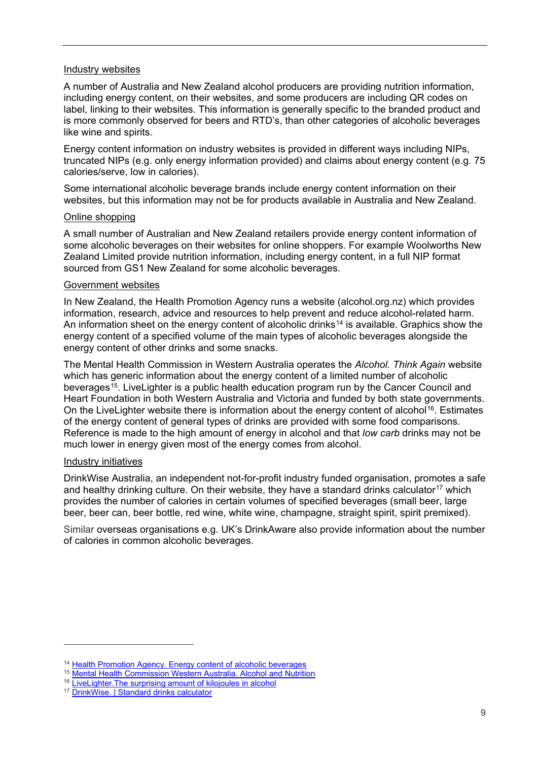Industry websites

A number of Australia and New Zealand alcohol producers are providing nutrition information, including energy content, on their websites, and some producers are including QR codes on label, linking to their websites. This information is generally specific to the branded product and is more commonly observed for beers and RTD's, than other categories of alcoholic beverages like wine and spirits.

Energy content information on industry websites is provided in different ways including NIPs, truncated NIPs (e.g. only energy information provided) and claims about energy content (e.g. 75 calories/serve, low in calories).

Some international alcoholic beverage brands include energy content information on their websites, but this information may not be for products available in Australia and New Zealand.

Online shopping

A small number of Australian and New Zealand retailers provide energy content information of some alcoholic beverages on their websites for online shoppers. For example Woolworths New Zealand Limited provide nutrition information, including energy content, in a full NIP format sourced from GS1 New Zealand for some alcoholic beverages.

Government websites

In New Zealand, the Health Promotion Agency runs a website (alcohol.org.nz) which provides information, research, advice and resources to help prevent and reduce alcohol-related harm. An information sheet on the energy content of alcoholic drinks[14] is available. Graphics show the energy content of a specified volume of the main types of alcoholic beverages alongside the energy content of other drinks and some snacks.

The Mental Health Commission in Western Australia operates the *Alcohol. Think Again* website which has generic information about the energy content of a limited number of alcoholic beverages[15]. LiveLighter is a public health education program run by the Cancer Council and Heart Foundation in both Western Australia and Victoria and funded by both state governments. On the LiveLighter website there is information about the energy content of alcohol[16]. Estimates of the energy content of general types of drinks are provided with some food comparisons. Reference is made to the high amount of energy in alcohol and that *low carb* drinks may not be much lower in energy given most of the energy comes from alcohol.

Industry initiatives

DrinkWise Australia, an independent not-for-profit industry funded organisation, promotes a safe and healthy drinking culture. On their website, they have a standard drinks calculator[17] which provides the number of calories in certain volumes of specified beverages (small beer, large beer, beer can, beer bottle, red wine, white wine, champagne, straight spirit, spirit premixed).

Similar overseas organisations e.g. UK's DrinkAware also provide information about the number of calories in common alcoholic beverages.

---

[14] Health Promotion Agency. Energy content of alcoholic beverages

[15] Mental Health Commission Western Australia. Alcohol and Nutrition

[16] LiveLighter.The surprising amount of kilojoules in alcohol

[17] DrinkWise. | Standard drinks calculator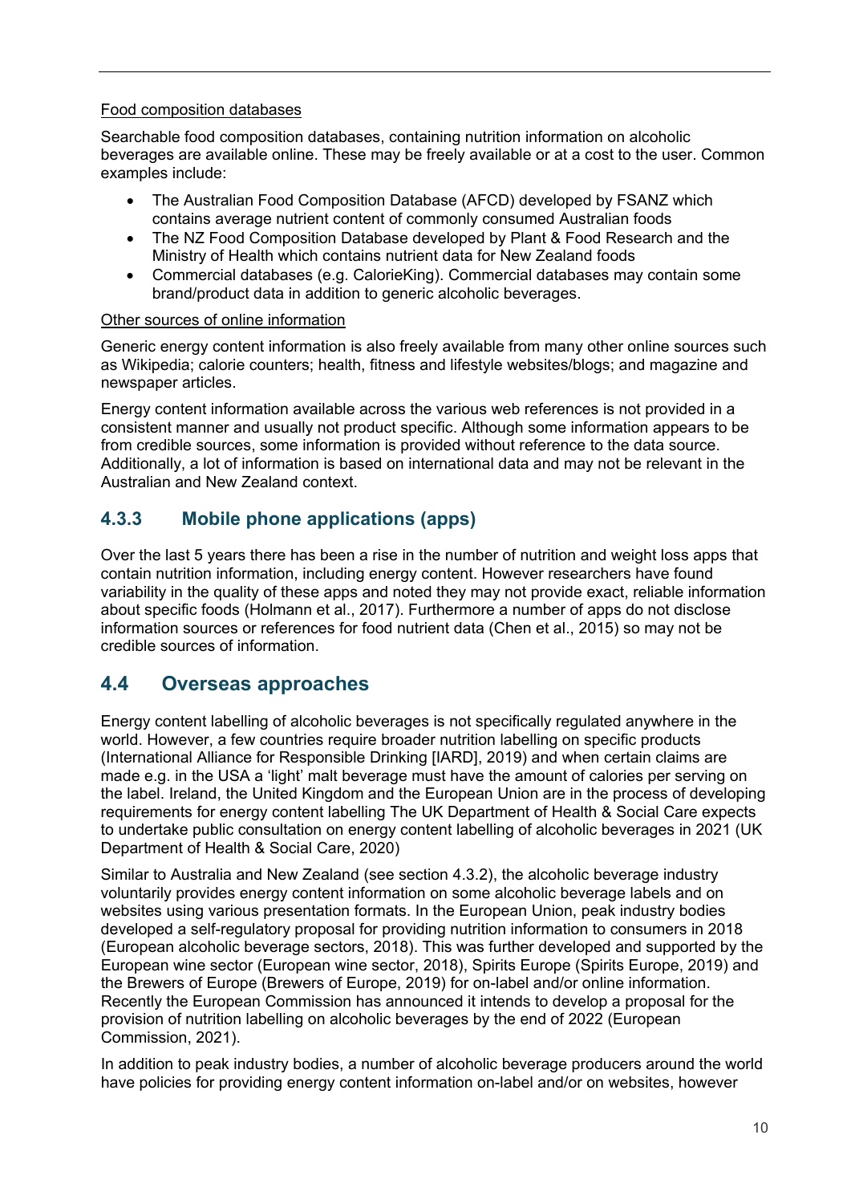Food composition databases

Searchable food composition databases, containing nutrition information on alcoholic beverages are available online. These may be freely available or at a cost to the user. Common examples include:

- The Australian Food Composition Database (AFCD) developed by FSANZ which contains average nutrient content of commonly consumed Australian foods
- The NZ Food Composition Database developed by Plant & Food Research and the Ministry of Health which contains nutrient data for New Zealand foods
- Commercial databases (e.g. CalorieKing). Commercial databases may contain some brand/product data in addition to generic alcoholic beverages.

Other sources of online information

Generic energy content information is also freely available from many other online sources such as Wikipedia; calorie counters; health, fitness and lifestyle websites/blogs; and magazine and newspaper articles.

Energy content information available across the various web references is not provided in a consistent manner and usually not product specific. Although some information appears to be from credible sources, some information is provided without reference to the data source. Additionally, a lot of information is based on international data and may not be relevant in the Australian and New Zealand context.

### 4.3.3 Mobile phone applications (apps)

Over the last 5 years there has been a rise in the number of nutrition and weight loss apps that contain nutrition information, including energy content. However researchers have found variability in the quality of these apps and noted they may not provide exact, reliable information about specific foods (Holmann et al., 2017). Furthermore a number of apps do not disclose information sources or references for food nutrient data (Chen et al., 2015) so may not be credible sources of information.

## 4.4 Overseas approaches

Energy content labelling of alcoholic beverages is not specifically regulated anywhere in the world. However, a few countries require broader nutrition labelling on specific products (International Alliance for Responsible Drinking [IARD], 2019) and when certain claims are made e.g. in the USA a 'light' malt beverage must have the amount of calories per serving on the label. Ireland, the United Kingdom and the European Union are in the process of developing requirements for energy content labelling The UK Department of Health & Social Care expects to undertake public consultation on energy content labelling of alcoholic beverages in 2021 (UK Department of Health & Social Care, 2020)

Similar to Australia and New Zealand (see section 4.3.2), the alcoholic beverage industry voluntarily provides energy content information on some alcoholic beverage labels and on websites using various presentation formats. In the European Union, peak industry bodies developed a self-regulatory proposal for providing nutrition information to consumers in 2018 (European alcoholic beverage sectors, 2018). This was further developed and supported by the European wine sector (European wine sector, 2018), Spirits Europe (Spirits Europe, 2019) and the Brewers of Europe (Brewers of Europe, 2019) for on-label and/or online information. Recently the European Commission has announced it intends to develop a proposal for the provision of nutrition labelling on alcoholic beverages by the end of 2022 (European Commission, 2021).

In addition to peak industry bodies, a number of alcoholic beverage producers around the world have policies for providing energy content information on-label and/or on websites, however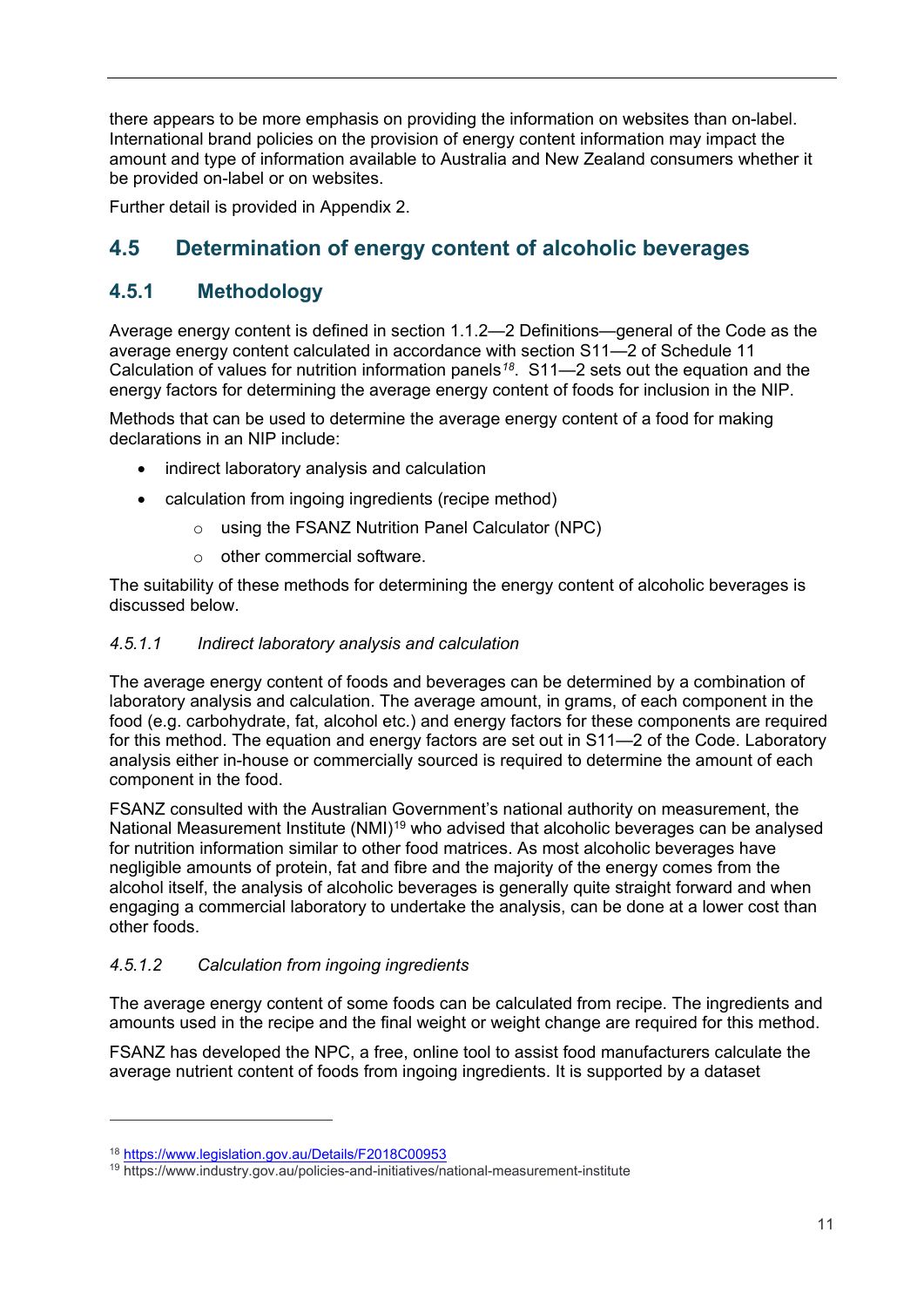there appears to be more emphasis on providing the information on websites than on-label. International brand policies on the provision of energy content information may impact the amount and type of information available to Australia and New Zealand consumers whether it be provided on-label or on websites.

Further detail is provided in Appendix 2.

## 4.5 Determination of energy content of alcoholic beverages

### 4.5.1 Methodology

Average energy content is defined in section 1.1.2—2 Definitions—general of the Code as the average energy content calculated in accordance with section S11—2 of Schedule 11 Calculation of values for nutrition information panels[18]. S11—2 sets out the equation and the energy factors for determining the average energy content of foods for inclusion in the NIP.

Methods that can be used to determine the average energy content of a food for making declarations in an NIP include:

- indirect laboratory analysis and calculation
- calculation from ingoing ingredients (recipe method)
  - using the FSANZ Nutrition Panel Calculator (NPC)
  - other commercial software.

The suitability of these methods for determining the energy content of alcoholic beverages is discussed below.

#### *4.5.1.1 Indirect laboratory analysis and calculation*

The average energy content of foods and beverages can be determined by a combination of laboratory analysis and calculation. The average amount, in grams, of each component in the food (e.g. carbohydrate, fat, alcohol etc.) and energy factors for these components are required for this method. The equation and energy factors are set out in S11—2 of the Code. Laboratory analysis either in-house or commercially sourced is required to determine the amount of each component in the food.

FSANZ consulted with the Australian Government's national authority on measurement, the National Measurement Institute (NMI)[19] who advised that alcoholic beverages can be analysed for nutrition information similar to other food matrices. As most alcoholic beverages have negligible amounts of protein, fat and fibre and the majority of the energy comes from the alcohol itself, the analysis of alcoholic beverages is generally quite straight forward and when engaging a commercial laboratory to undertake the analysis, can be done at a lower cost than other foods.

#### *4.5.1.2 Calculation from ingoing ingredients*

The average energy content of some foods can be calculated from recipe. The ingredients and amounts used in the recipe and the final weight or weight change are required for this method.

FSANZ has developed the NPC, a free, online tool to assist food manufacturers calculate the average nutrient content of foods from ingoing ingredients. It is supported by a dataset

---

[18] https://www.legislation.gov.au/Details/F2018C00953

[19] https://www.industry.gov.au/policies-and-initiatives/national-measurement-institute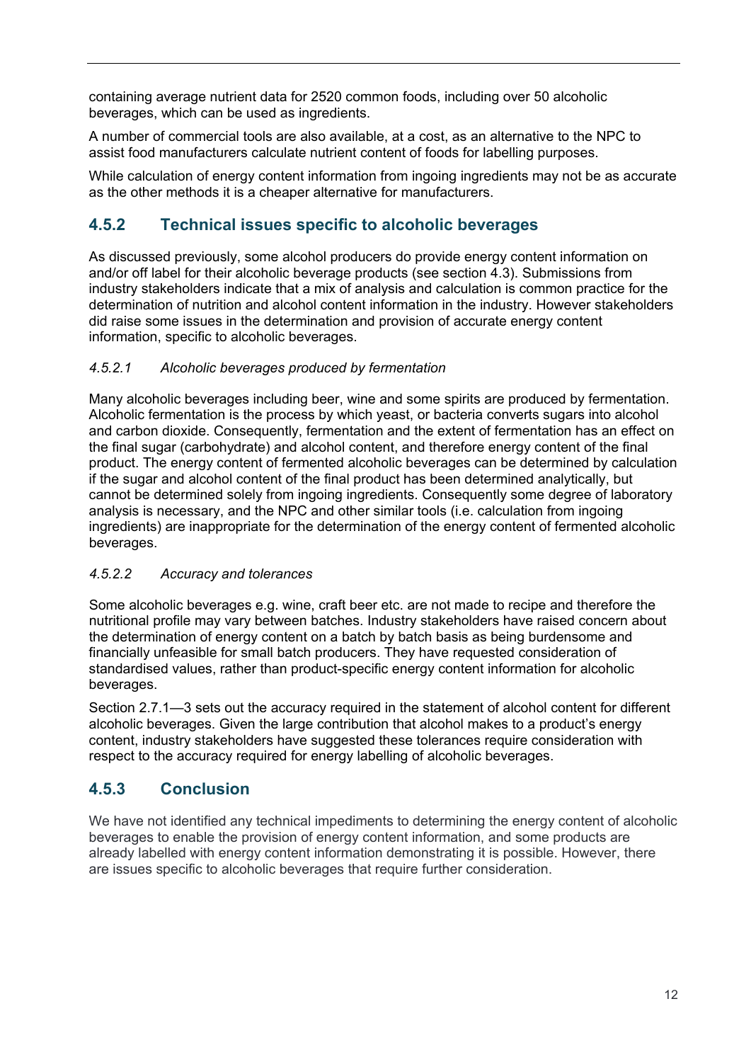containing average nutrient data for 2520 common foods, including over 50 alcoholic beverages, which can be used as ingredients.

A number of commercial tools are also available, at a cost, as an alternative to the NPC to assist food manufacturers calculate nutrient content of foods for labelling purposes.

While calculation of energy content information from ingoing ingredients may not be as accurate as the other methods it is a cheaper alternative for manufacturers.

### 4.5.2 Technical issues specific to alcoholic beverages

As discussed previously, some alcohol producers do provide energy content information on and/or off label for their alcoholic beverage products (see section 4.3). Submissions from industry stakeholders indicate that a mix of analysis and calculation is common practice for the determination of nutrition and alcohol content information in the industry. However stakeholders did raise some issues in the determination and provision of accurate energy content information, specific to alcoholic beverages.

#### *4.5.2.1 Alcoholic beverages produced by fermentation*

Many alcoholic beverages including beer, wine and some spirits are produced by fermentation. Alcoholic fermentation is the process by which yeast, or bacteria converts sugars into alcohol and carbon dioxide. Consequently, fermentation and the extent of fermentation has an effect on the final sugar (carbohydrate) and alcohol content, and therefore energy content of the final product. The energy content of fermented alcoholic beverages can be determined by calculation if the sugar and alcohol content of the final product has been determined analytically, but cannot be determined solely from ingoing ingredients. Consequently some degree of laboratory analysis is necessary, and the NPC and other similar tools (i.e. calculation from ingoing ingredients) are inappropriate for the determination of the energy content of fermented alcoholic beverages.

#### *4.5.2.2 Accuracy and tolerances*

Some alcoholic beverages e.g. wine, craft beer etc. are not made to recipe and therefore the nutritional profile may vary between batches. Industry stakeholders have raised concern about the determination of energy content on a batch by batch basis as being burdensome and financially unfeasible for small batch producers. They have requested consideration of standardised values, rather than product-specific energy content information for alcoholic beverages.

Section 2.7.1—3 sets out the accuracy required in the statement of alcohol content for different alcoholic beverages. Given the large contribution that alcohol makes to a product's energy content, industry stakeholders have suggested these tolerances require consideration with respect to the accuracy required for energy labelling of alcoholic beverages.

### 4.5.3 Conclusion

We have not identified any technical impediments to determining the energy content of alcoholic beverages to enable the provision of energy content information, and some products are already labelled with energy content information demonstrating it is possible. However, there are issues specific to alcoholic beverages that require further consideration.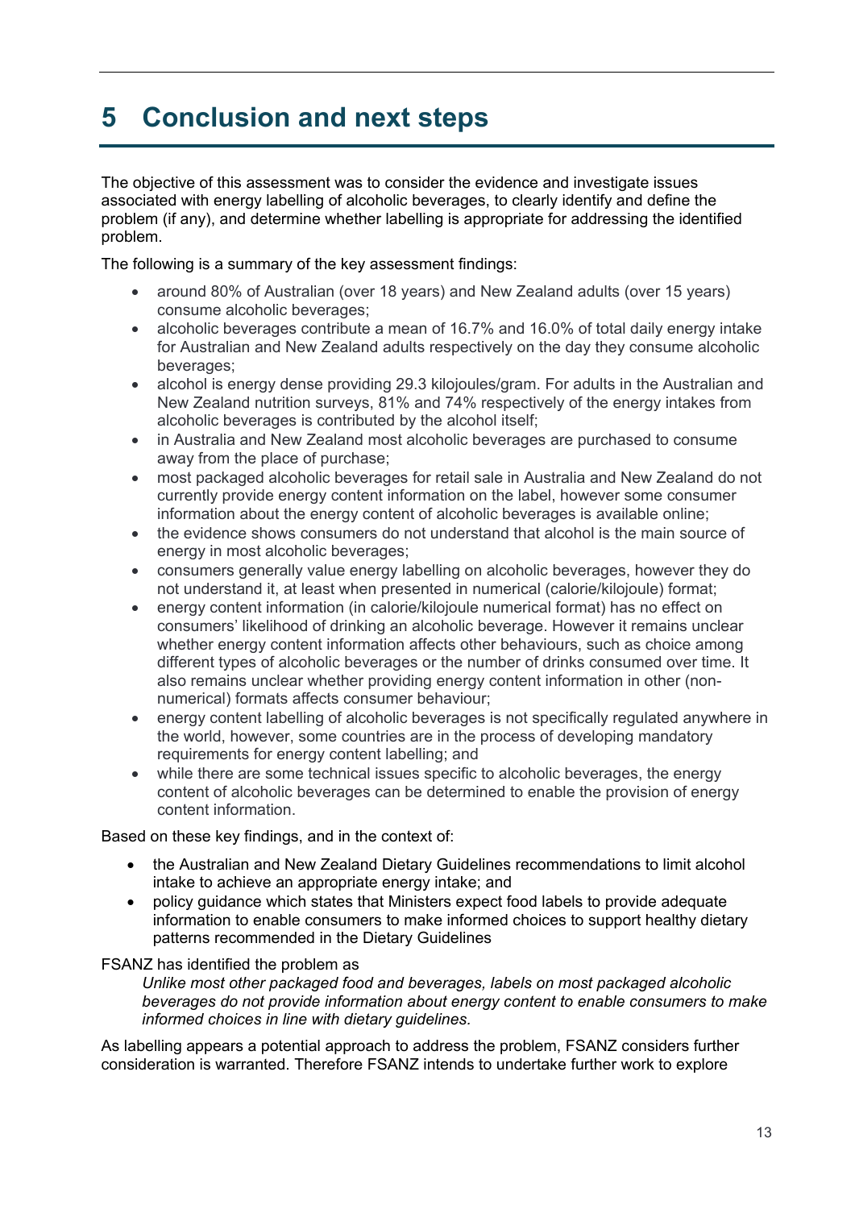# 5 Conclusion and next steps

The objective of this assessment was to consider the evidence and investigate issues associated with energy labelling of alcoholic beverages, to clearly identify and define the problem (if any), and determine whether labelling is appropriate for addressing the identified problem.

The following is a summary of the key assessment findings:

- around 80% of Australian (over 18 years) and New Zealand adults (over 15 years) consume alcoholic beverages;
- alcoholic beverages contribute a mean of 16.7% and 16.0% of total daily energy intake for Australian and New Zealand adults respectively on the day they consume alcoholic beverages;
- alcohol is energy dense providing 29.3 kilojoules/gram. For adults in the Australian and New Zealand nutrition surveys, 81% and 74% respectively of the energy intakes from alcoholic beverages is contributed by the alcohol itself;
- in Australia and New Zealand most alcoholic beverages are purchased to consume away from the place of purchase;
- most packaged alcoholic beverages for retail sale in Australia and New Zealand do not currently provide energy content information on the label, however some consumer information about the energy content of alcoholic beverages is available online;
- the evidence shows consumers do not understand that alcohol is the main source of energy in most alcoholic beverages;
- consumers generally value energy labelling on alcoholic beverages, however they do not understand it, at least when presented in numerical (calorie/kilojoule) format;
- energy content information (in calorie/kilojoule numerical format) has no effect on consumers' likelihood of drinking an alcoholic beverage. However it remains unclear whether energy content information affects other behaviours, such as choice among different types of alcoholic beverages or the number of drinks consumed over time. It also remains unclear whether providing energy content information in other (non-numerical) formats affects consumer behaviour;
- energy content labelling of alcoholic beverages is not specifically regulated anywhere in the world, however, some countries are in the process of developing mandatory requirements for energy content labelling; and
- while there are some technical issues specific to alcoholic beverages, the energy content of alcoholic beverages can be determined to enable the provision of energy content information.

Based on these key findings, and in the context of:

- the Australian and New Zealand Dietary Guidelines recommendations to limit alcohol intake to achieve an appropriate energy intake; and
- policy guidance which states that Ministers expect food labels to provide adequate information to enable consumers to make informed choices to support healthy dietary patterns recommended in the Dietary Guidelines

FSANZ has identified the problem as

> *Unlike most other packaged food and beverages, labels on most packaged alcoholic beverages do not provide information about energy content to enable consumers to make informed choices in line with dietary guidelines.*

As labelling appears a potential approach to address the problem, FSANZ considers further consideration is warranted. Therefore FSANZ intends to undertake further work to explore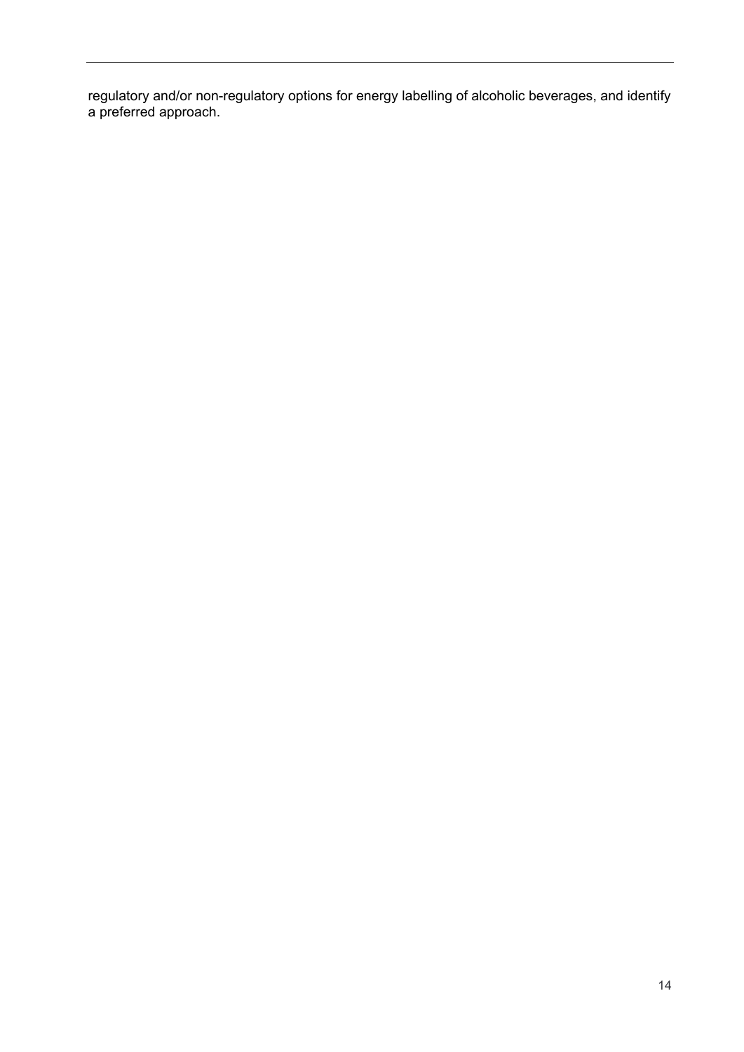regulatory and/or non-regulatory options for energy labelling of alcoholic beverages, and identify a preferred approach.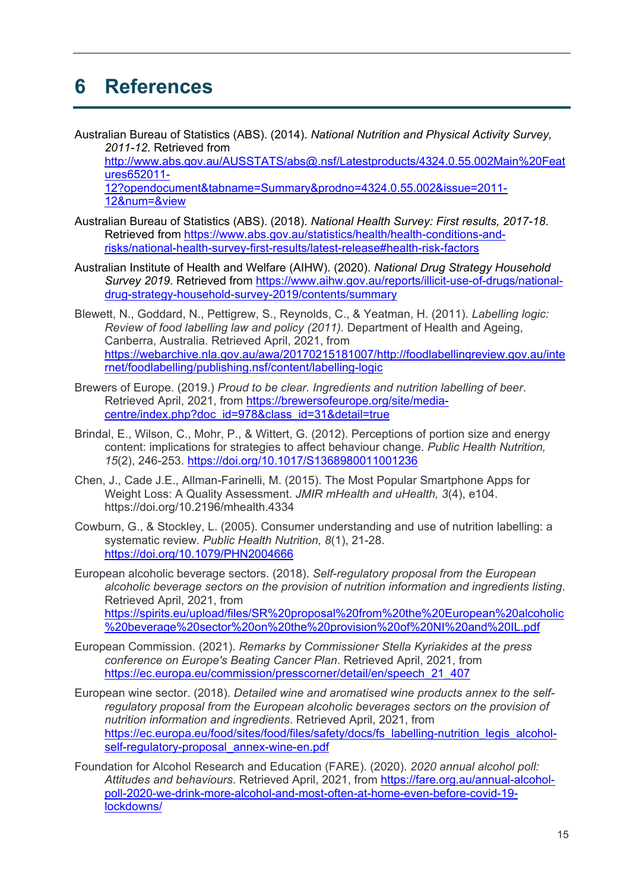# 6 References

Australian Bureau of Statistics (ABS). (2014). *National Nutrition and Physical Activity Survey, 2011-12*. Retrieved from http://www.abs.gov.au/AUSSTATS/abs@.nsf/Latestproducts/4324.0.55.002Main%20Features652011-12?opendocument&tabname=Summary&prodno=4324.0.55.002&issue=2011-12&num=&view

Australian Bureau of Statistics (ABS). (2018). *National Health Survey: First results, 2017-18*. Retrieved from https://www.abs.gov.au/statistics/health/health-conditions-and-risks/national-health-survey-first-results/latest-release#health-risk-factors

Australian Institute of Health and Welfare (AIHW). (2020). *National Drug Strategy Household Survey 2019*. Retrieved from https://www.aihw.gov.au/reports/illicit-use-of-drugs/national-drug-strategy-household-survey-2019/contents/summary

Blewett, N., Goddard, N., Pettigrew, S., Reynolds, C., & Yeatman, H. (2011). *Labelling logic: Review of food labelling law and policy (2011).* Department of Health and Ageing, Canberra, Australia. Retrieved April, 2021, from https://webarchive.nla.gov.au/awa/20170215181007/http://foodlabellingreview.gov.au/internet/foodlabelling/publishing.nsf/content/labelling-logic

Brewers of Europe. (2019.) *Proud to be clear. Ingredients and nutrition labelling of beer*. Retrieved April, 2021, from https://brewersofeurope.org/site/media-centre/index.php?doc_id=978&class_id=31&detail=true

Brindal, E., Wilson, C., Mohr, P., & Wittert, G. (2012). Perceptions of portion size and energy content: implications for strategies to affect behaviour change. *Public Health Nutrition, 15*(2), 246-253. https://doi.org/10.1017/S1368980011001236

Chen, J., Cade J.E., Allman-Farinelli, M. (2015). The Most Popular Smartphone Apps for Weight Loss: A Quality Assessment. *JMIR mHealth and uHealth, 3*(4), e104. https://doi.org/10.2196/mhealth.4334

Cowburn, G., & Stockley, L. (2005). Consumer understanding and use of nutrition labelling: a systematic review. *Public Health Nutrition, 8*(1), 21-28. https://doi.org/10.1079/PHN2004666

European alcoholic beverage sectors. (2018). *Self-regulatory proposal from the European alcoholic beverage sectors on the provision of nutrition information and ingredients listing*. Retrieved April, 2021, from https://spirits.eu/upload/files/SR%20proposal%20from%20the%20European%20alcoholic%20beverage%20sector%20on%20the%20provision%20of%20NI%20and%20IL.pdf

European Commission. (2021). *Remarks by Commissioner Stella Kyriakides at the press conference on Europe's Beating Cancer Plan*. Retrieved April, 2021, from https://ec.europa.eu/commission/presscorner/detail/en/speech_21_407

European wine sector. (2018). *Detailed wine and aromatised wine products annex to the self-regulatory proposal from the European alcoholic beverages sectors on the provision of nutrition information and ingredients*. Retrieved April, 2021, from https://ec.europa.eu/food/sites/food/files/safety/docs/fs_labelling-nutrition_legis_alcohol-self-regulatory-proposal_annex-wine-en.pdf

Foundation for Alcohol Research and Education (FARE). (2020). *2020 annual alcohol poll: Attitudes and behaviours*. Retrieved April, 2021, from https://fare.org.au/annual-alcohol-poll-2020-we-drink-more-alcohol-and-most-often-at-home-even-before-covid-19-lockdowns/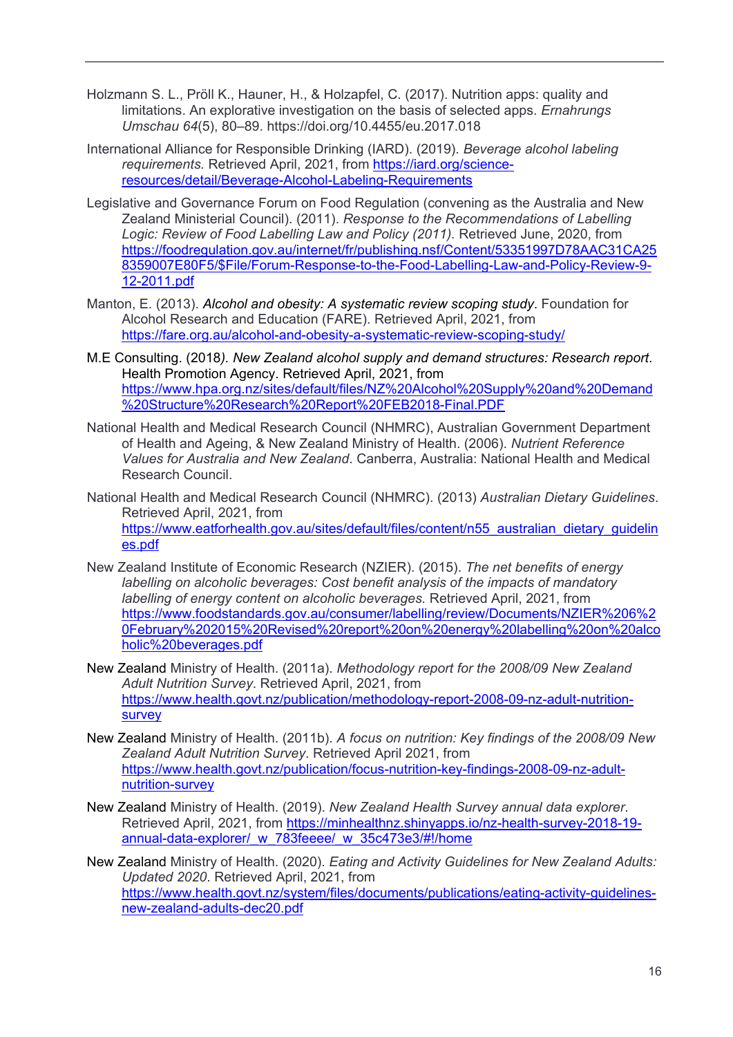Holzmann S. L., Pröll K., Hauner, H., & Holzapfel, C. (2017). Nutrition apps: quality and limitations. An explorative investigation on the basis of selected apps. *Ernahrungs Umschau 64*(5), 80–89. https://doi.org/10.4455/eu.2017.018

International Alliance for Responsible Drinking (IARD). (2019). *Beverage alcohol labeling requirements.* Retrieved April, 2021, from https://iard.org/science-resources/detail/Beverage-Alcohol-Labeling-Requirements

Legislative and Governance Forum on Food Regulation (convening as the Australia and New Zealand Ministerial Council). (2011). *Response to the Recommendations of Labelling Logic: Review of Food Labelling Law and Policy (2011).* Retrieved June, 2020, from https://foodregulation.gov.au/internet/fr/publishing.nsf/Content/53351997D78AAC31CA258359007E80F5/$File/Forum-Response-to-the-Food-Labelling-Law-and-Policy-Review-9-12-2011.pdf

Manton, E. (2013). *Alcohol and obesity: A systematic review scoping study*. Foundation for Alcohol Research and Education (FARE). Retrieved April, 2021, from https://fare.org.au/alcohol-and-obesity-a-systematic-review-scoping-study/

M.E Consulting. (2018*). New Zealand alcohol supply and demand structures: Research report*. Health Promotion Agency. Retrieved April, 2021, from https://www.hpa.org.nz/sites/default/files/NZ%20Alcohol%20Supply%20and%20Demand%20Structure%20Research%20Report%20FEB2018-Final.PDF

National Health and Medical Research Council (NHMRC), Australian Government Department of Health and Ageing, & New Zealand Ministry of Health. (2006). *Nutrient Reference Values for Australia and New Zealand*. Canberra, Australia: National Health and Medical Research Council.

National Health and Medical Research Council (NHMRC). (2013) *Australian Dietary Guidelines*. Retrieved April, 2021, from https://www.eatforhealth.gov.au/sites/default/files/content/n55_australian_dietary_guidelines.pdf

New Zealand Institute of Economic Research (NZIER). (2015). *The net benefits of energy labelling on alcoholic beverages: Cost benefit analysis of the impacts of mandatory labelling of energy content on alcoholic beverages.* Retrieved April, 2021, from https://www.foodstandards.gov.au/consumer/labelling/review/Documents/NZIER%206%20February%202015%20Revised%20report%20on%20energy%20labelling%20on%20alcoholic%20beverages.pdf

New Zealand Ministry of Health. (2011a). *Methodology report for the 2008/09 New Zealand Adult Nutrition Survey*. Retrieved April, 2021, from https://www.health.govt.nz/publication/methodology-report-2008-09-nz-adult-nutrition-survey

New Zealand Ministry of Health. (2011b). *A focus on nutrition: Key findings of the 2008/09 New Zealand Adult Nutrition Survey*. Retrieved April 2021, from https://www.health.govt.nz/publication/focus-nutrition-key-findings-2008-09-nz-adult-nutrition-survey

New Zealand Ministry of Health. (2019). *New Zealand Health Survey annual data explorer*. Retrieved April, 2021, from https://minhealthnz.shinyapps.io/nz-health-survey-2018-19-annual-data-explorer/_w_783feeee/_w_35c473e3/#!/home

New Zealand Ministry of Health. (2020). *Eating and Activity Guidelines for New Zealand Adults: Updated 2020*. Retrieved April, 2021, from https://www.health.govt.nz/system/files/documents/publications/eating-activity-guidelines-new-zealand-adults-dec20.pdf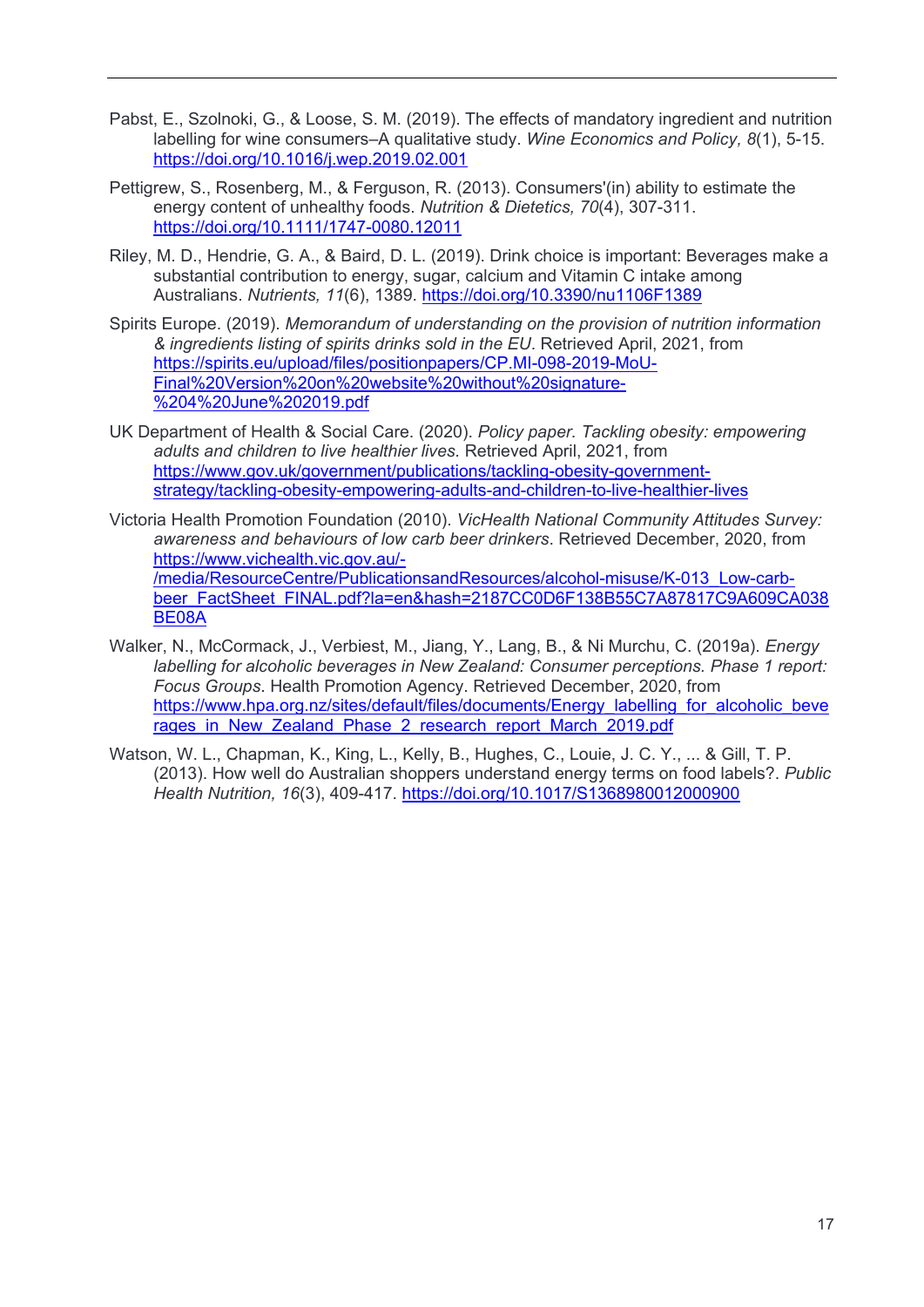Pabst, E., Szolnoki, G., & Loose, S. M. (2019). The effects of mandatory ingredient and nutrition labelling for wine consumers–A qualitative study. *Wine Economics and Policy, 8*(1), 5-15. https://doi.org/10.1016/j.wep.2019.02.001

Pettigrew, S., Rosenberg, M., & Ferguson, R. (2013). Consumers'(in) ability to estimate the energy content of unhealthy foods. *Nutrition & Dietetics, 70*(4), 307-311. https://doi.org/10.1111/1747-0080.12011

Riley, M. D., Hendrie, G. A., & Baird, D. L. (2019). Drink choice is important: Beverages make a substantial contribution to energy, sugar, calcium and Vitamin C intake among Australians. *Nutrients, 11*(6), 1389. https://doi.org/10.3390/nu1106F1389

Spirits Europe. (2019). *Memorandum of understanding on the provision of nutrition information & ingredients listing of spirits drinks sold in the EU*. Retrieved April, 2021, from https://spirits.eu/upload/files/positionpapers/CP.MI-098-2019-MoU-Final%20Version%20on%20website%20without%20signature-%204%20June%202019.pdf

UK Department of Health & Social Care. (2020). *Policy paper. Tackling obesity: empowering adults and children to live healthier lives.* Retrieved April, 2021, from https://www.gov.uk/government/publications/tackling-obesity-government-strategy/tackling-obesity-empowering-adults-and-children-to-live-healthier-lives

Victoria Health Promotion Foundation (2010). *VicHealth National Community Attitudes Survey: awareness and behaviours of low carb beer drinkers*. Retrieved December, 2020, from https://www.vichealth.vic.gov.au/-/media/ResourceCentre/PublicationsandResources/alcohol-misuse/K-013_Low-carb-beer_FactSheet_FINAL.pdf?la=en&hash=2187CC0D6F138B55C7A87817C9A609CA038BE08A

Walker, N., McCormack, J., Verbiest, M., Jiang, Y., Lang, B., & Ni Murchu, C. (2019a). *Energy labelling for alcoholic beverages in New Zealand: Consumer perceptions. Phase 1 report: Focus Groups*. Health Promotion Agency. Retrieved December, 2020, from https://www.hpa.org.nz/sites/default/files/documents/Energy_labelling_for_alcoholic_beverages_in_New_Zealand_Phase_2_research_report_March_2019.pdf

Watson, W. L., Chapman, K., King, L., Kelly, B., Hughes, C., Louie, J. C. Y., ... & Gill, T. P. (2013). How well do Australian shoppers understand energy terms on food labels?. *Public Health Nutrition, 16*(3), 409-417. https://doi.org/10.1017/S1368980012000900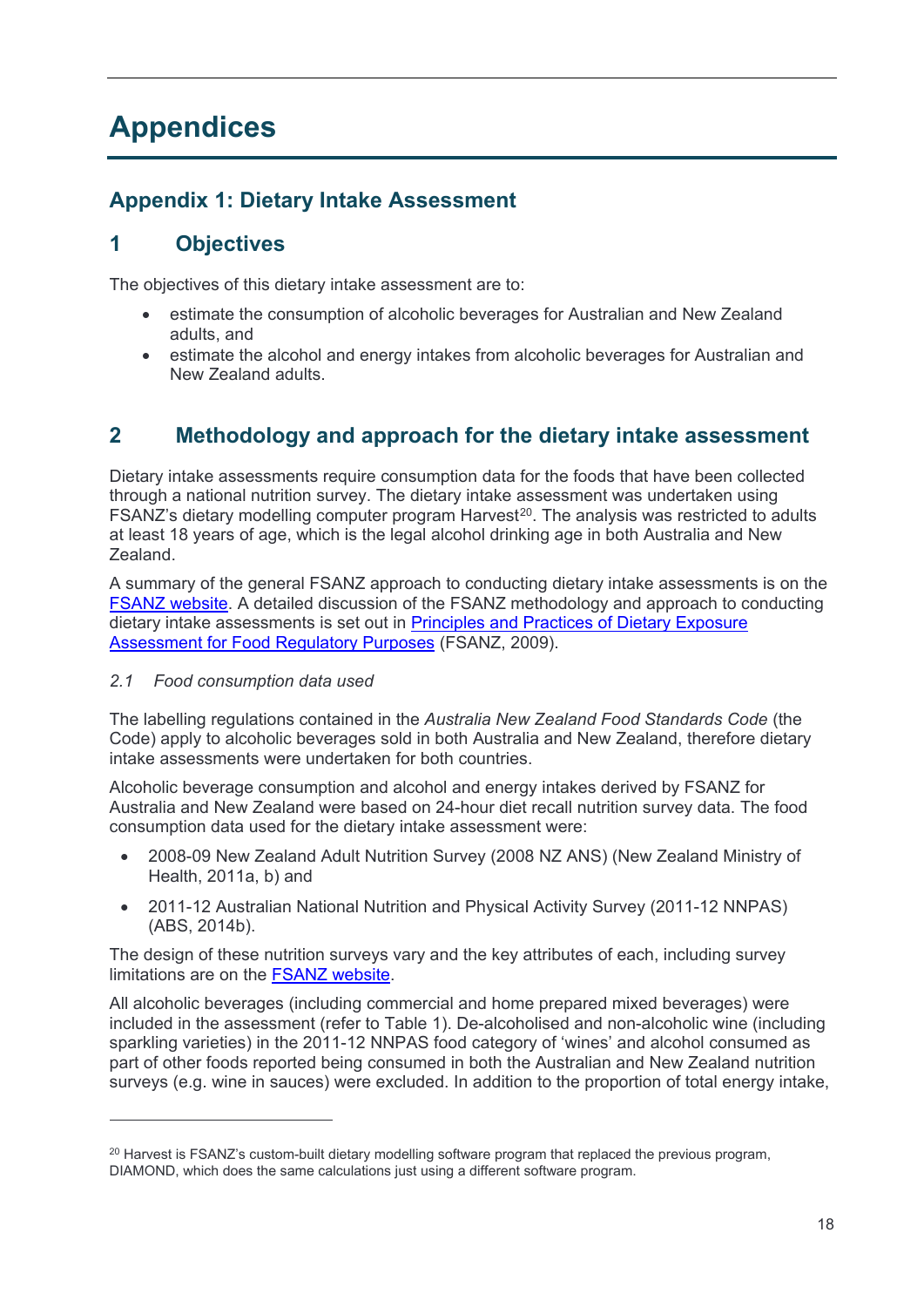# Appendices

## Appendix 1: Dietary Intake Assessment

## 1 Objectives

The objectives of this dietary intake assessment are to:

- estimate the consumption of alcoholic beverages for Australian and New Zealand adults, and
- estimate the alcohol and energy intakes from alcoholic beverages for Australian and New Zealand adults.

## 2 Methodology and approach for the dietary intake assessment

Dietary intake assessments require consumption data for the foods that have been collected through a national nutrition survey. The dietary intake assessment was undertaken using FSANZ's dietary modelling computer program Harvest[20]. The analysis was restricted to adults at least 18 years of age, which is the legal alcohol drinking age in both Australia and New Zealand.

A summary of the general FSANZ approach to conducting dietary intake assessments is on the FSANZ website. A detailed discussion of the FSANZ methodology and approach to conducting dietary intake assessments is set out in Principles and Practices of Dietary Exposure Assessment for Food Regulatory Purposes (FSANZ, 2009).

*2.1 Food consumption data used*

The labelling regulations contained in the *Australia New Zealand Food Standards Code* (the Code) apply to alcoholic beverages sold in both Australia and New Zealand, therefore dietary intake assessments were undertaken for both countries.

Alcoholic beverage consumption and alcohol and energy intakes derived by FSANZ for Australia and New Zealand were based on 24-hour diet recall nutrition survey data. The food consumption data used for the dietary intake assessment were:

- 2008-09 New Zealand Adult Nutrition Survey (2008 NZ ANS) (New Zealand Ministry of Health, 2011a, b) and
- 2011-12 Australian National Nutrition and Physical Activity Survey (2011-12 NNPAS) (ABS, 2014b).

The design of these nutrition surveys vary and the key attributes of each, including survey limitations are on the FSANZ website.

All alcoholic beverages (including commercial and home prepared mixed beverages) were included in the assessment (refer to Table 1). De-alcoholised and non-alcoholic wine (including sparkling varieties) in the 2011-12 NNPAS food category of 'wines' and alcohol consumed as part of other foods reported being consumed in both the Australian and New Zealand nutrition surveys (e.g. wine in sauces) were excluded. In addition to the proportion of total energy intake,

[20] Harvest is FSANZ's custom-built dietary modelling software program that replaced the previous program, DIAMOND, which does the same calculations just using a different software program.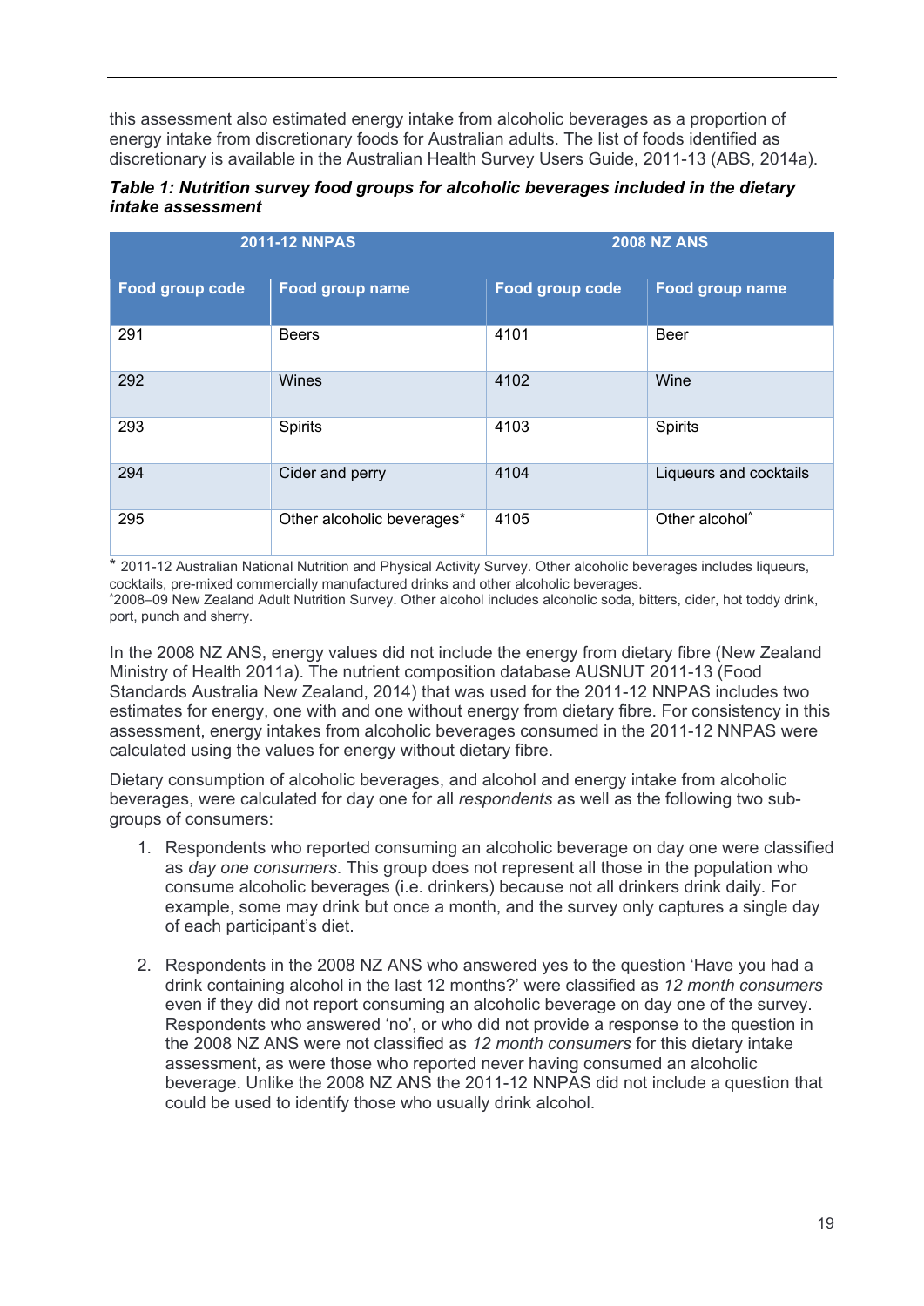this assessment also estimated energy intake from alcoholic beverages as a proportion of energy intake from discretionary foods for Australian adults. The list of foods identified as discretionary is available in the Australian Health Survey Users Guide, 2011-13 (ABS, 2014a).

***Table 1: Nutrition survey food groups for alcoholic beverages included in the dietary intake assessment***

| 2011-12 NNPAS | | 2008 NZ ANS | |
|---|---|---|---|
| **Food group code** | **Food group name** | **Food group code** | **Food group name** |
| 291 | Beers | 4101 | Beer |
| 292 | Wines | 4102 | Wine |
| 293 | Spirits | 4103 | Spirits |
| 294 | Cider and perry | 4104 | Liqueurs and cocktails |
| 295 | Other alcoholic beverages* | 4105 | Other alcohol^ |

* 2011-12 Australian National Nutrition and Physical Activity Survey. Other alcoholic beverages includes liqueurs, cocktails, pre-mixed commercially manufactured drinks and other alcoholic beverages.
^2008–09 New Zealand Adult Nutrition Survey. Other alcohol includes alcoholic soda, bitters, cider, hot toddy drink, port, punch and sherry.

In the 2008 NZ ANS, energy values did not include the energy from dietary fibre (New Zealand Ministry of Health 2011a). The nutrient composition database AUSNUT 2011-13 (Food Standards Australia New Zealand, 2014) that was used for the 2011-12 NNPAS includes two estimates for energy, one with and one without energy from dietary fibre. For consistency in this assessment, energy intakes from alcoholic beverages consumed in the 2011-12 NNPAS were calculated using the values for energy without dietary fibre.

Dietary consumption of alcoholic beverages, and alcohol and energy intake from alcoholic beverages, were calculated for day one for all *respondents* as well as the following two sub-groups of consumers:

1. Respondents who reported consuming an alcoholic beverage on day one were classified as *day one consumers*. This group does not represent all those in the population who consume alcoholic beverages (i.e. drinkers) because not all drinkers drink daily. For example, some may drink but once a month, and the survey only captures a single day of each participant's diet.

2. Respondents in the 2008 NZ ANS who answered yes to the question 'Have you had a drink containing alcohol in the last 12 months?' were classified as *12 month consumers* even if they did not report consuming an alcoholic beverage on day one of the survey. Respondents who answered 'no', or who did not provide a response to the question in the 2008 NZ ANS were not classified as *12 month consumers* for this dietary intake assessment, as were those who reported never having consumed an alcoholic beverage. Unlike the 2008 NZ ANS the 2011-12 NNPAS did not include a question that could be used to identify those who usually drink alcohol.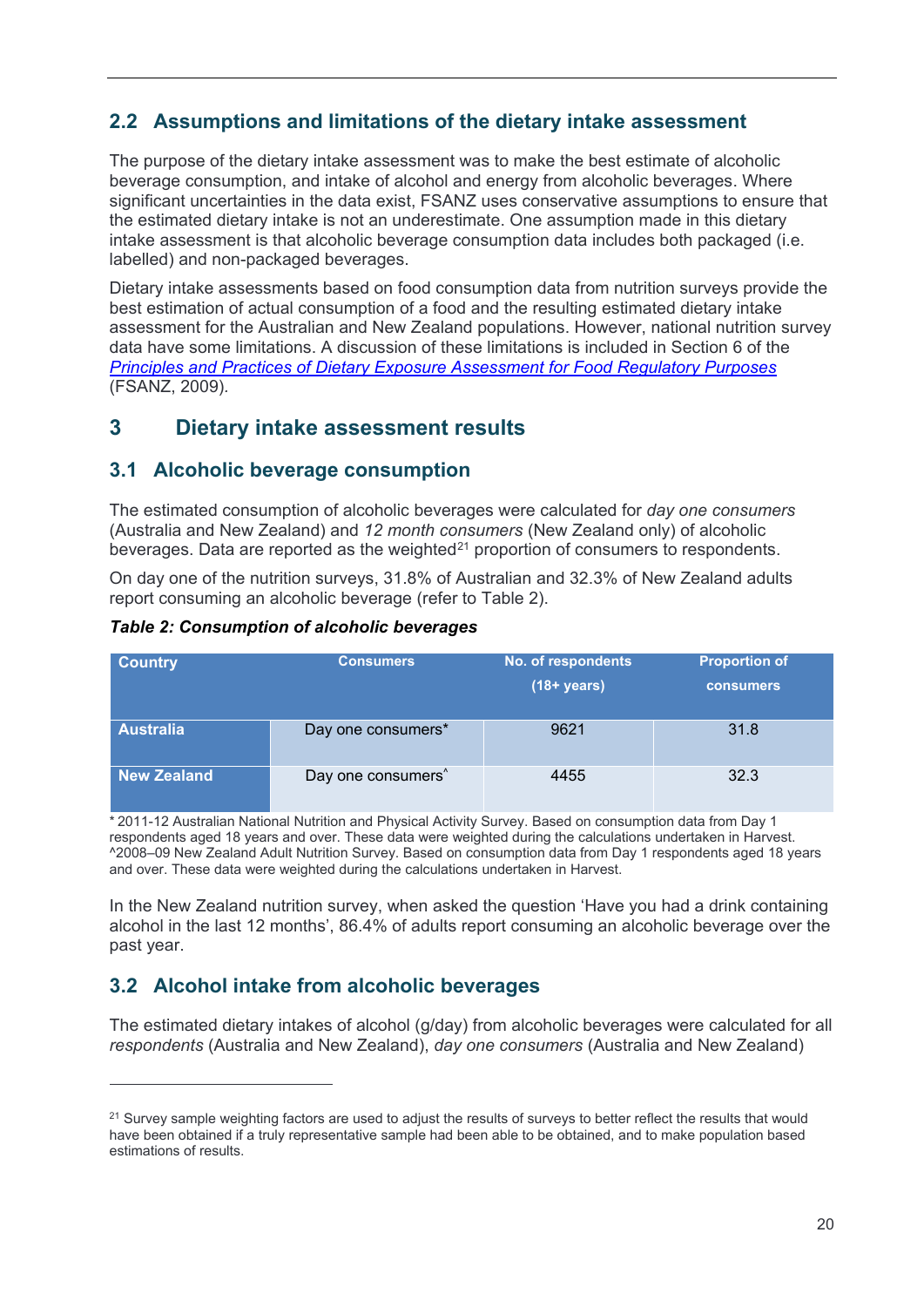## 2.2 Assumptions and limitations of the dietary intake assessment

The purpose of the dietary intake assessment was to make the best estimate of alcoholic beverage consumption, and intake of alcohol and energy from alcoholic beverages. Where significant uncertainties in the data exist, FSANZ uses conservative assumptions to ensure that the estimated dietary intake is not an underestimate. One assumption made in this dietary intake assessment is that alcoholic beverage consumption data includes both packaged (i.e. labelled) and non-packaged beverages.

Dietary intake assessments based on food consumption data from nutrition surveys provide the best estimation of actual consumption of a food and the resulting estimated dietary intake assessment for the Australian and New Zealand populations. However, national nutrition survey data have some limitations. A discussion of these limitations is included in Section 6 of the *Principles and Practices of Dietary Exposure Assessment for Food Regulatory Purposes* (FSANZ, 2009).

# 3 Dietary intake assessment results

## 3.1 Alcoholic beverage consumption

The estimated consumption of alcoholic beverages were calculated for *day one consumers* (Australia and New Zealand) and *12 month consumers* (New Zealand only) of alcoholic beverages. Data are reported as the weighted[21] proportion of consumers to respondents.

On day one of the nutrition surveys, 31.8% of Australian and 32.3% of New Zealand adults report consuming an alcoholic beverage (refer to Table 2).

***Table 2: Consumption of alcoholic beverages***

| Country | Consumers | No. of respondents (18+ years) | Proportion of consumers |
|---|---|---|---|
| Australia | Day one consumers* | 9621 | 31.8 |
| New Zealand | Day one consumers^ | 4455 | 32.3 |

\* 2011-12 Australian National Nutrition and Physical Activity Survey. Based on consumption data from Day 1 respondents aged 18 years and over. These data were weighted during the calculations undertaken in Harvest.
^2008–09 New Zealand Adult Nutrition Survey. Based on consumption data from Day 1 respondents aged 18 years and over. These data were weighted during the calculations undertaken in Harvest.

In the New Zealand nutrition survey, when asked the question 'Have you had a drink containing alcohol in the last 12 months', 86.4% of adults report consuming an alcoholic beverage over the past year.

## 3.2 Alcohol intake from alcoholic beverages

The estimated dietary intakes of alcohol (g/day) from alcoholic beverages were calculated for all *respondents* (Australia and New Zealand), *day one consumers* (Australia and New Zealand)

[21] Survey sample weighting factors are used to adjust the results of surveys to better reflect the results that would have been obtained if a truly representative sample had been able to be obtained, and to make population based estimations of results.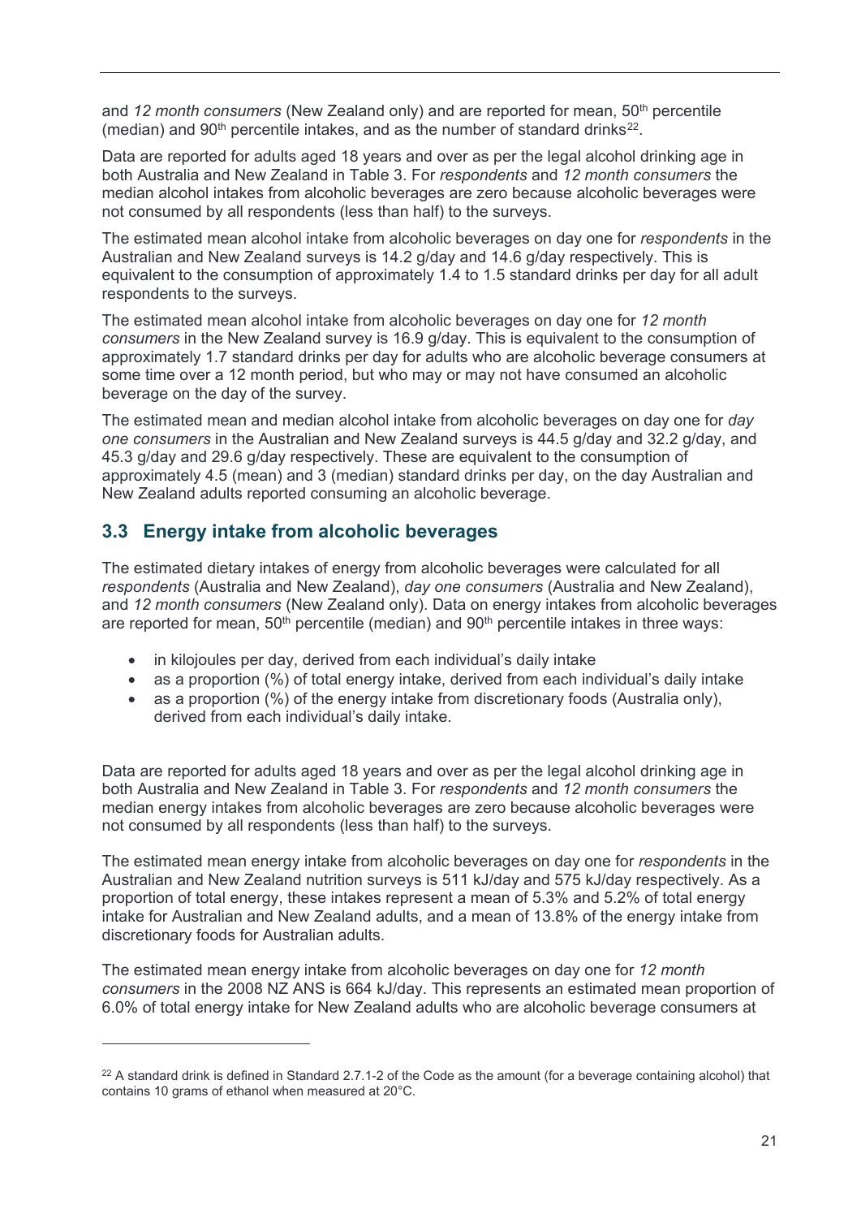and *12 month consumers* (New Zealand only) and are reported for mean, 50th percentile (median) and 90th percentile intakes, and as the number of standard drinks[22].

Data are reported for adults aged 18 years and over as per the legal alcohol drinking age in both Australia and New Zealand in Table 3. For *respondents* and *12 month consumers* the median alcohol intakes from alcoholic beverages are zero because alcoholic beverages were not consumed by all respondents (less than half) to the surveys.

The estimated mean alcohol intake from alcoholic beverages on day one for *respondents* in the Australian and New Zealand surveys is 14.2 g/day and 14.6 g/day respectively. This is equivalent to the consumption of approximately 1.4 to 1.5 standard drinks per day for all adult respondents to the surveys.

The estimated mean alcohol intake from alcoholic beverages on day one for *12 month consumers* in the New Zealand survey is 16.9 g/day. This is equivalent to the consumption of approximately 1.7 standard drinks per day for adults who are alcoholic beverage consumers at some time over a 12 month period, but who may or may not have consumed an alcoholic beverage on the day of the survey.

The estimated mean and median alcohol intake from alcoholic beverages on day one for *day one consumers* in the Australian and New Zealand surveys is 44.5 g/day and 32.2 g/day, and 45.3 g/day and 29.6 g/day respectively. These are equivalent to the consumption of approximately 4.5 (mean) and 3 (median) standard drinks per day, on the day Australian and New Zealand adults reported consuming an alcoholic beverage.

## 3.3 Energy intake from alcoholic beverages

The estimated dietary intakes of energy from alcoholic beverages were calculated for all *respondents* (Australia and New Zealand), *day one consumers* (Australia and New Zealand), and *12 month consumers* (New Zealand only). Data on energy intakes from alcoholic beverages are reported for mean, 50th percentile (median) and 90th percentile intakes in three ways:

- in kilojoules per day, derived from each individual's daily intake
- as a proportion (%) of total energy intake, derived from each individual's daily intake
- as a proportion (%) of the energy intake from discretionary foods (Australia only), derived from each individual's daily intake.

Data are reported for adults aged 18 years and over as per the legal alcohol drinking age in both Australia and New Zealand in Table 3. For *respondents* and *12 month consumers* the median energy intakes from alcoholic beverages are zero because alcoholic beverages were not consumed by all respondents (less than half) to the surveys.

The estimated mean energy intake from alcoholic beverages on day one for *respondents* in the Australian and New Zealand nutrition surveys is 511 kJ/day and 575 kJ/day respectively. As a proportion of total energy, these intakes represent a mean of 5.3% and 5.2% of total energy intake for Australian and New Zealand adults, and a mean of 13.8% of the energy intake from discretionary foods for Australian adults.

The estimated mean energy intake from alcoholic beverages on day one for *12 month consumers* in the 2008 NZ ANS is 664 kJ/day. This represents an estimated mean proportion of 6.0% of total energy intake for New Zealand adults who are alcoholic beverage consumers at

[22] A standard drink is defined in Standard 2.7.1-2 of the Code as the amount (for a beverage containing alcohol) that contains 10 grams of ethanol when measured at 20°C.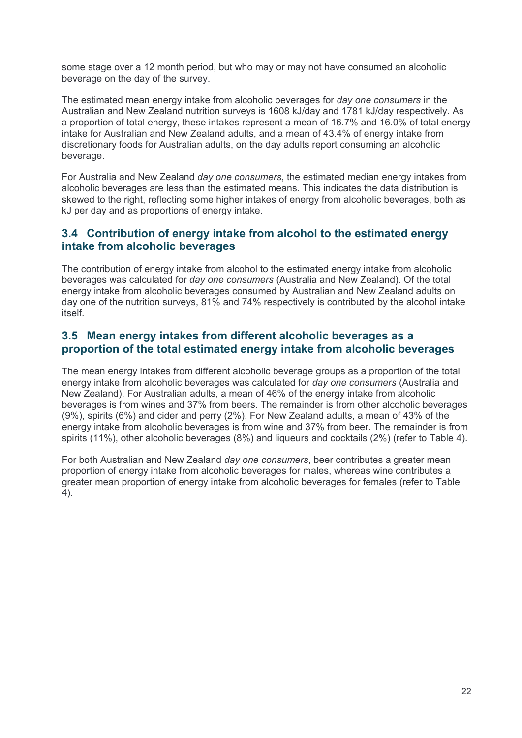some stage over a 12 month period, but who may or may not have consumed an alcoholic beverage on the day of the survey.

The estimated mean energy intake from alcoholic beverages for *day one consumers* in the Australian and New Zealand nutrition surveys is 1608 kJ/day and 1781 kJ/day respectively. As a proportion of total energy, these intakes represent a mean of 16.7% and 16.0% of total energy intake for Australian and New Zealand adults, and a mean of 43.4% of energy intake from discretionary foods for Australian adults, on the day adults report consuming an alcoholic beverage.

For Australia and New Zealand *day one consumers*, the estimated median energy intakes from alcoholic beverages are less than the estimated means. This indicates the data distribution is skewed to the right, reflecting some higher intakes of energy from alcoholic beverages, both as kJ per day and as proportions of energy intake.

## 3.4 Contribution of energy intake from alcohol to the estimated energy intake from alcoholic beverages

The contribution of energy intake from alcohol to the estimated energy intake from alcoholic beverages was calculated for *day one consumers* (Australian and New Zealand). Of the total energy intake from alcoholic beverages consumed by Australian and New Zealand adults on day one of the nutrition surveys, 81% and 74% respectively is contributed by the alcohol intake itself.

## 3.5 Mean energy intakes from different alcoholic beverages as a proportion of the total estimated energy intake from alcoholic beverages

The mean energy intakes from different alcoholic beverage groups as a proportion of the total energy intake from alcoholic beverages was calculated for *day one consumers* (Australia and New Zealand). For Australian adults, a mean of 46% of the energy intake from alcoholic beverages is from wines and 37% from beers. The remainder is from other alcoholic beverages (9%), spirits (6%) and cider and perry (2%). For New Zealand adults, a mean of 43% of the energy intake from alcoholic beverages is from wine and 37% from beer. The remainder is from spirits (11%), other alcoholic beverages (8%) and liqueurs and cocktails (2%) (refer to Table 4).

For both Australian and New Zealand *day one consumers*, beer contributes a greater mean proportion of energy intake from alcoholic beverages for males, whereas wine contributes a greater mean proportion of energy intake from alcoholic beverages for females (refer to Table 4).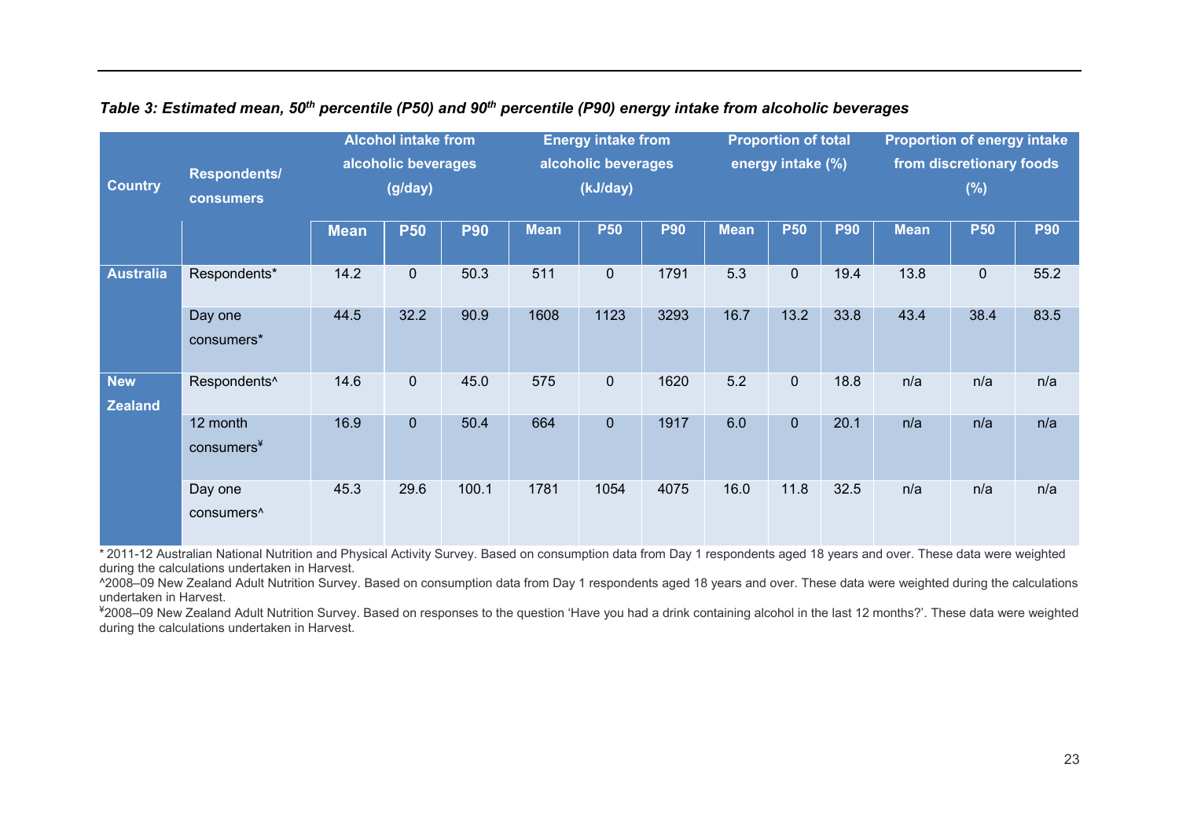*Table 3: Estimated mean, 50th percentile (P50) and 90th percentile (P90) energy intake from alcoholic beverages*

| Country | Respondents/ consumers | Alcohol intake from alcoholic beverages (g/day) | | | Energy intake from alcoholic beverages (kJ/day) | | | Proportion of total energy intake (%) | | | Proportion of energy intake from discretionary foods (%) | | |
|---|---|---|---|---|---|---|---|---|---|---|---|---|---|
| | | Mean | P50 | P90 | Mean | P50 | P90 | Mean | P50 | P90 | Mean | P50 | P90 |
| Australia | Respondents* | 14.2 | 0 | 50.3 | 511 | 0 | 1791 | 5.3 | 0 | 19.4 | 13.8 | 0 | 55.2 |
| | Day one consumers* | 44.5 | 32.2 | 90.9 | 1608 | 1123 | 3293 | 16.7 | 13.2 | 33.8 | 43.4 | 38.4 | 83.5 |
| New Zealand | Respondents^ | 14.6 | 0 | 45.0 | 575 | 0 | 1620 | 5.2 | 0 | 18.8 | n/a | n/a | n/a |
| | 12 month consumers¥ | 16.9 | 0 | 50.4 | 664 | 0 | 1917 | 6.0 | 0 | 20.1 | n/a | n/a | n/a |
| | Day one consumers^ | 45.3 | 29.6 | 100.1 | 1781 | 1054 | 4075 | 16.0 | 11.8 | 32.5 | n/a | n/a | n/a |

* 2011-12 Australian National Nutrition and Physical Activity Survey. Based on consumption data from Day 1 respondents aged 18 years and over. These data were weighted during the calculations undertaken in Harvest.

^2008–09 New Zealand Adult Nutrition Survey. Based on consumption data from Day 1 respondents aged 18 years and over. These data were weighted during the calculations undertaken in Harvest.

¥2008–09 New Zealand Adult Nutrition Survey. Based on responses to the question 'Have you had a drink containing alcohol in the last 12 months?'. These data were weighted during the calculations undertaken in Harvest.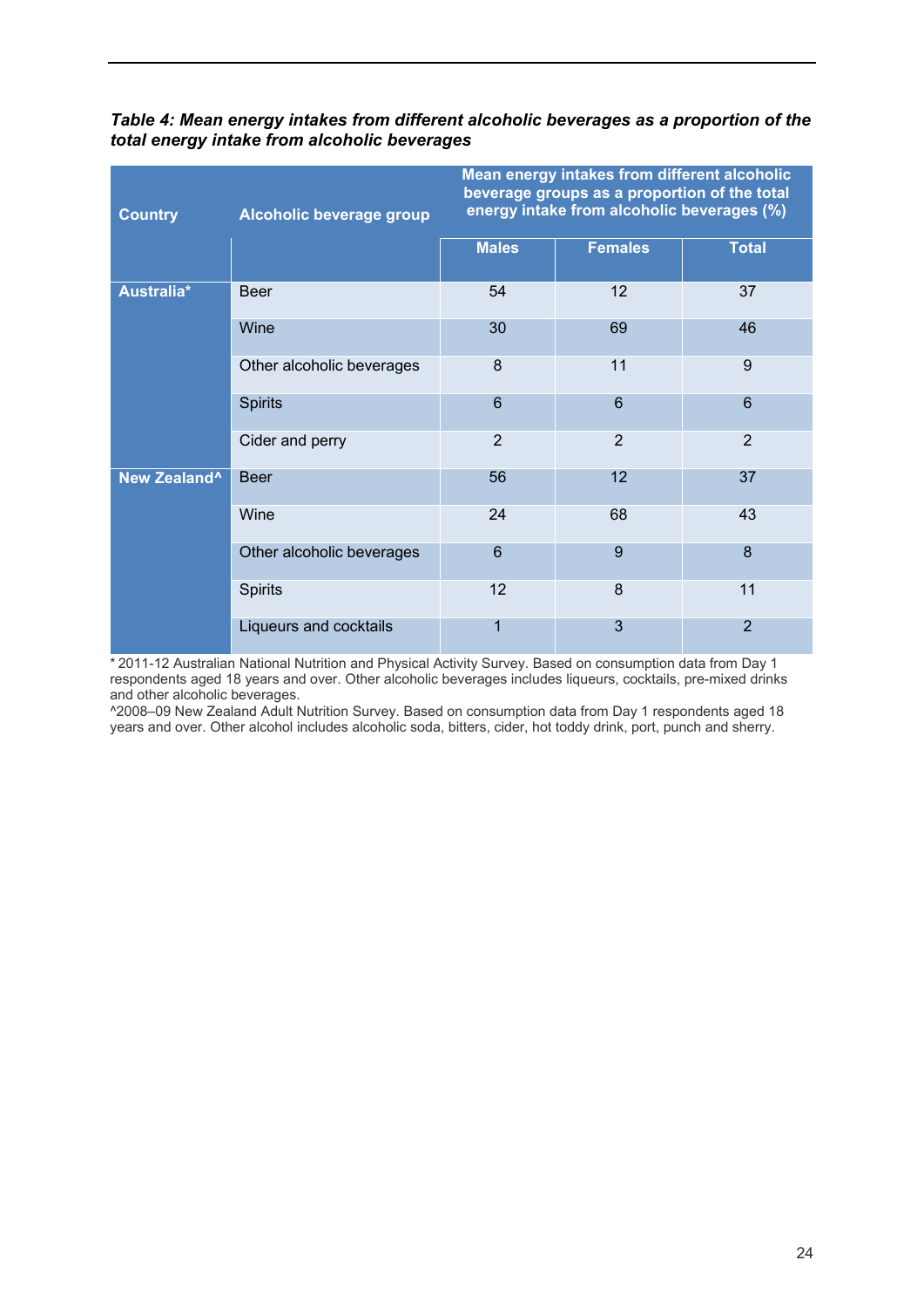***Table 4: Mean energy intakes from different alcoholic beverages as a proportion of the total energy intake from alcoholic beverages***

| Country | Alcoholic beverage group | Mean energy intakes from different alcoholic beverage groups as a proportion of the total energy intake from alcoholic beverages (%) | | |
|---|---|---|---|---|
| | | Males | Females | Total |
| Australia* | Beer | 54 | 12 | 37 |
| | Wine | 30 | 69 | 46 |
| | Other alcoholic beverages | 8 | 11 | 9 |
| | Spirits | 6 | 6 | 6 |
| | Cider and perry | 2 | 2 | 2 |
| New Zealand^ | Beer | 56 | 12 | 37 |
| | Wine | 24 | 68 | 43 |
| | Other alcoholic beverages | 6 | 9 | 8 |
| | Spirits | 12 | 8 | 11 |
| | Liqueurs and cocktails | 1 | 3 | 2 |

* 2011-12 Australian National Nutrition and Physical Activity Survey. Based on consumption data from Day 1 respondents aged 18 years and over. Other alcoholic beverages includes liqueurs, cocktails, pre-mixed drinks and other alcoholic beverages.

^2008–09 New Zealand Adult Nutrition Survey. Based on consumption data from Day 1 respondents aged 18 years and over. Other alcohol includes alcoholic soda, bitters, cider, hot toddy drink, port, punch and sherry.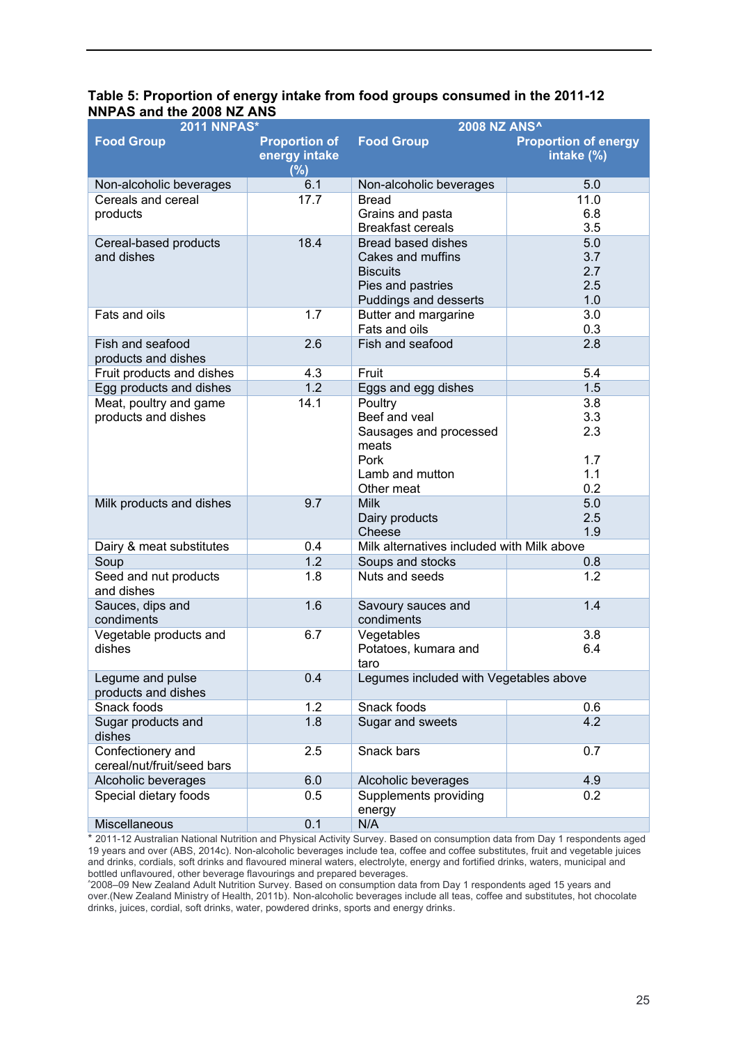**Table 5: Proportion of energy intake from food groups consumed in the 2011-12 NNPAS and the 2008 NZ ANS**

| 2011 NNPAS* | | 2008 NZ ANS^ | |
|---|---|---|---|
| **Food Group** | **Proportion of energy intake (%)** | **Food Group** | **Proportion of energy intake (%)** |
| Non-alcoholic beverages | 6.1 | Non-alcoholic beverages | 5.0 |
| Cereals and cereal products | 17.7 | Bread<br>Grains and pasta<br>Breakfast cereals | 11.0<br>6.8<br>3.5 |
| Cereal-based products and dishes | 18.4 | Bread based dishes<br>Cakes and muffins<br>Biscuits<br>Pies and pastries<br>Puddings and desserts | 5.0<br>3.7<br>2.7<br>2.5<br>1.0 |
| Fats and oils | 1.7 | Butter and margarine<br>Fats and oils | 3.0<br>0.3 |
| Fish and seafood products and dishes | 2.6 | Fish and seafood | 2.8 |
| Fruit products and dishes | 4.3 | Fruit | 5.4 |
| Egg products and dishes | 1.2 | Eggs and egg dishes | 1.5 |
| Meat, poultry and game products and dishes | 14.1 | Poultry<br>Beef and veal<br>Sausages and processed meats<br>Pork<br>Lamb and mutton<br>Other meat | 3.8<br>3.3<br>2.3<br>1.7<br>1.1<br>0.2 |
| Milk products and dishes | 9.7 | Milk<br>Dairy products<br>Cheese | 5.0<br>2.5<br>1.9 |
| Dairy & meat substitutes | 0.4 | Milk alternatives included with Milk above | |
| Soup | 1.2 | Soups and stocks | 0.8 |
| Seed and nut products and dishes | 1.8 | Nuts and seeds | 1.2 |
| Sauces, dips and condiments | 1.6 | Savoury sauces and condiments | 1.4 |
| Vegetable products and dishes | 6.7 | Vegetables<br>Potatoes, kumara and taro | 3.8<br>6.4 |
| Legume and pulse products and dishes | 0.4 | Legumes included with Vegetables above | |
| Snack foods | 1.2 | Snack foods | 0.6 |
| Sugar products and dishes | 1.8 | Sugar and sweets | 4.2 |
| Confectionery and cereal/nut/fruit/seed bars | 2.5 | Snack bars | 0.7 |
| Alcoholic beverages | 6.0 | Alcoholic beverages | 4.9 |
| Special dietary foods | 0.5 | Supplements providing energy | 0.2 |
| Miscellaneous | 0.1 | N/A | |

* 2011-12 Australian National Nutrition and Physical Activity Survey. Based on consumption data from Day 1 respondents aged 19 years and over (ABS, 2014c). Non-alcoholic beverages include tea, coffee and coffee substitutes, fruit and vegetable juices and drinks, cordials, soft drinks and flavoured mineral waters, electrolyte, energy and fortified drinks, waters, municipal and bottled unflavoured, other beverage flavourings and prepared beverages.

^2008–09 New Zealand Adult Nutrition Survey. Based on consumption data from Day 1 respondents aged 15 years and over.(New Zealand Ministry of Health, 2011b). Non-alcoholic beverages include all teas, coffee and substitutes, hot chocolate drinks, juices, cordial, soft drinks, water, powdered drinks, sports and energy drinks.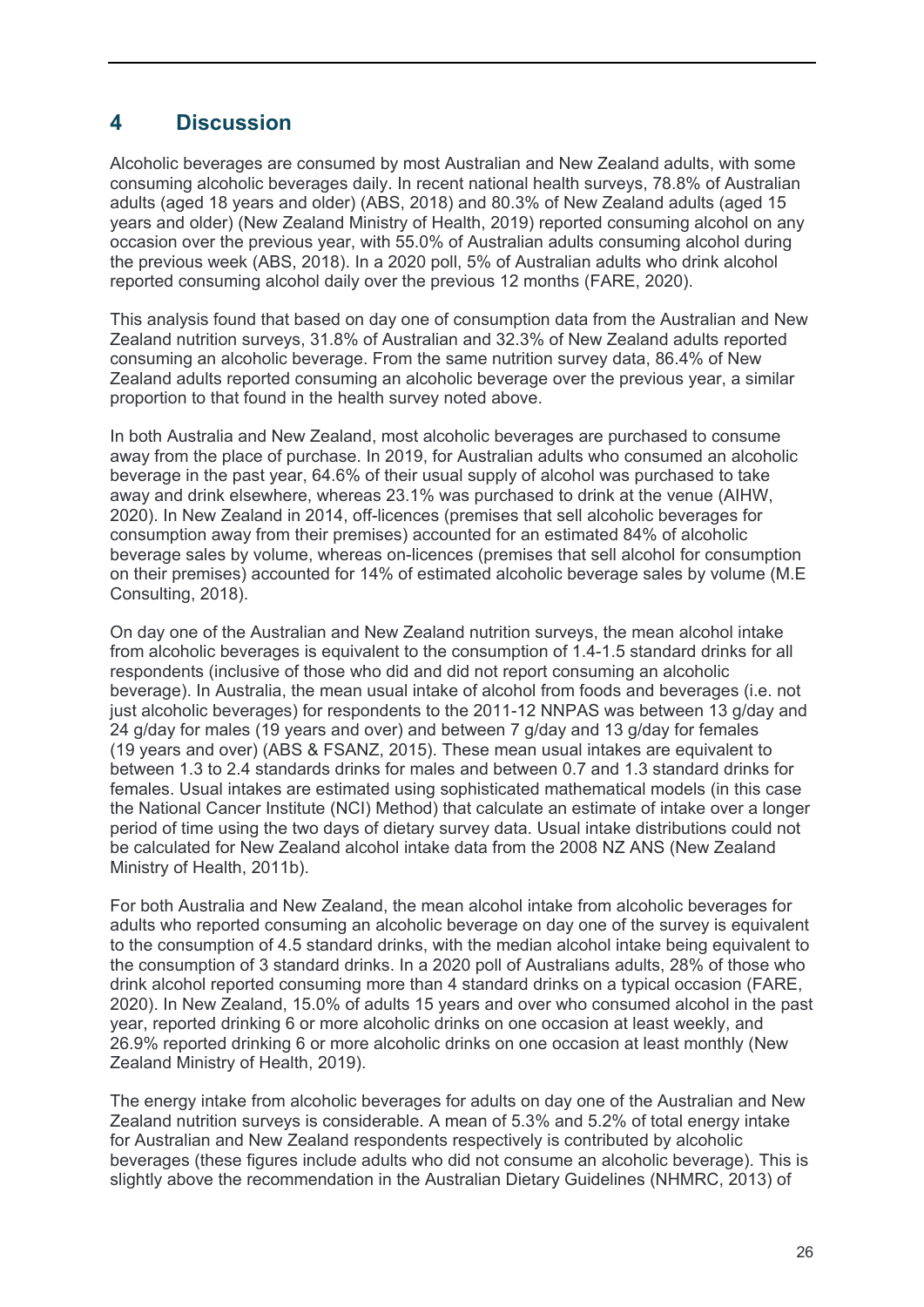# 4 Discussion

Alcoholic beverages are consumed by most Australian and New Zealand adults, with some consuming alcoholic beverages daily. In recent national health surveys, 78.8% of Australian adults (aged 18 years and older) (ABS, 2018) and 80.3% of New Zealand adults (aged 15 years and older) (New Zealand Ministry of Health, 2019) reported consuming alcohol on any occasion over the previous year, with 55.0% of Australian adults consuming alcohol during the previous week (ABS, 2018). In a 2020 poll, 5% of Australian adults who drink alcohol reported consuming alcohol daily over the previous 12 months (FARE, 2020).

This analysis found that based on day one of consumption data from the Australian and New Zealand nutrition surveys, 31.8% of Australian and 32.3% of New Zealand adults reported consuming an alcoholic beverage. From the same nutrition survey data, 86.4% of New Zealand adults reported consuming an alcoholic beverage over the previous year, a similar proportion to that found in the health survey noted above.

In both Australia and New Zealand, most alcoholic beverages are purchased to consume away from the place of purchase. In 2019, for Australian adults who consumed an alcoholic beverage in the past year, 64.6% of their usual supply of alcohol was purchased to take away and drink elsewhere, whereas 23.1% was purchased to drink at the venue (AIHW, 2020). In New Zealand in 2014, off-licences (premises that sell alcoholic beverages for consumption away from their premises) accounted for an estimated 84% of alcoholic beverage sales by volume, whereas on-licences (premises that sell alcohol for consumption on their premises) accounted for 14% of estimated alcoholic beverage sales by volume (M.E Consulting, 2018).

On day one of the Australian and New Zealand nutrition surveys, the mean alcohol intake from alcoholic beverages is equivalent to the consumption of 1.4-1.5 standard drinks for all respondents (inclusive of those who did and did not report consuming an alcoholic beverage). In Australia, the mean usual intake of alcohol from foods and beverages (i.e. not just alcoholic beverages) for respondents to the 2011-12 NNPAS was between 13 g/day and 24 g/day for males (19 years and over) and between 7 g/day and 13 g/day for females (19 years and over) (ABS & FSANZ, 2015). These mean usual intakes are equivalent to between 1.3 to 2.4 standards drinks for males and between 0.7 and 1.3 standard drinks for females. Usual intakes are estimated using sophisticated mathematical models (in this case the National Cancer Institute (NCI) Method) that calculate an estimate of intake over a longer period of time using the two days of dietary survey data. Usual intake distributions could not be calculated for New Zealand alcohol intake data from the 2008 NZ ANS (New Zealand Ministry of Health, 2011b).

For both Australia and New Zealand, the mean alcohol intake from alcoholic beverages for adults who reported consuming an alcoholic beverage on day one of the survey is equivalent to the consumption of 4.5 standard drinks, with the median alcohol intake being equivalent to the consumption of 3 standard drinks. In a 2020 poll of Australians adults, 28% of those who drink alcohol reported consuming more than 4 standard drinks on a typical occasion (FARE, 2020). In New Zealand, 15.0% of adults 15 years and over who consumed alcohol in the past year, reported drinking 6 or more alcoholic drinks on one occasion at least weekly, and 26.9% reported drinking 6 or more alcoholic drinks on one occasion at least monthly (New Zealand Ministry of Health, 2019).

The energy intake from alcoholic beverages for adults on day one of the Australian and New Zealand nutrition surveys is considerable. A mean of 5.3% and 5.2% of total energy intake for Australian and New Zealand respondents respectively is contributed by alcoholic beverages (these figures include adults who did not consume an alcoholic beverage). This is slightly above the recommendation in the Australian Dietary Guidelines (NHMRC, 2013) of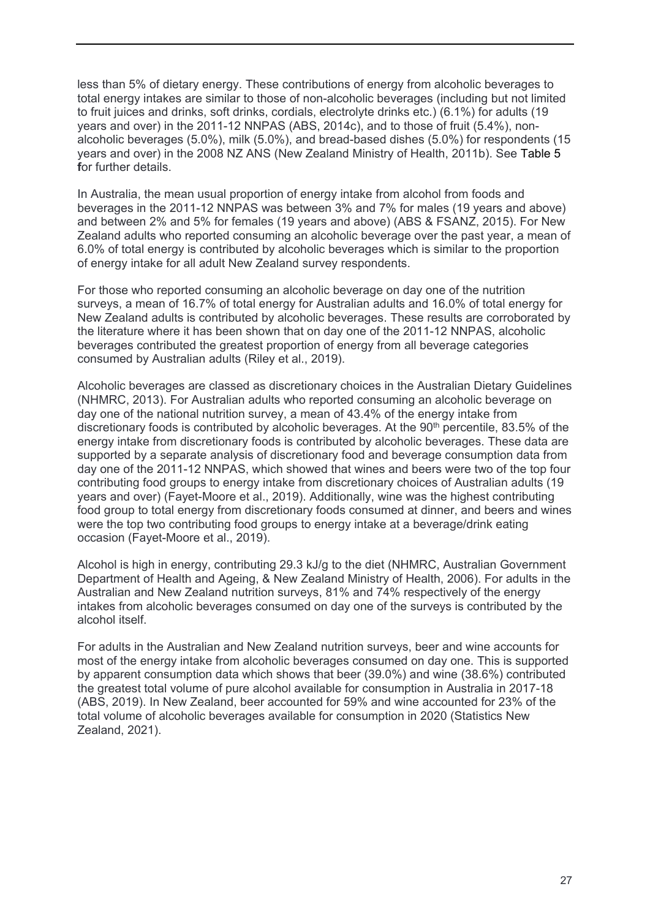less than 5% of dietary energy. These contributions of energy from alcoholic beverages to total energy intakes are similar to those of non-alcoholic beverages (including but not limited to fruit juices and drinks, soft drinks, cordials, electrolyte drinks etc.) (6.1%) for adults (19 years and over) in the 2011-12 NNPAS (ABS, 2014c), and to those of fruit (5.4%), non-alcoholic beverages (5.0%), milk (5.0%), and bread-based dishes (5.0%) for respondents (15 years and over) in the 2008 NZ ANS (New Zealand Ministry of Health, 2011b). See Table 5 for further details.

In Australia, the mean usual proportion of energy intake from alcohol from foods and beverages in the 2011-12 NNPAS was between 3% and 7% for males (19 years and above) and between 2% and 5% for females (19 years and above) (ABS & FSANZ, 2015). For New Zealand adults who reported consuming an alcoholic beverage over the past year, a mean of 6.0% of total energy is contributed by alcoholic beverages which is similar to the proportion of energy intake for all adult New Zealand survey respondents.

For those who reported consuming an alcoholic beverage on day one of the nutrition surveys, a mean of 16.7% of total energy for Australian adults and 16.0% of total energy for New Zealand adults is contributed by alcoholic beverages. These results are corroborated by the literature where it has been shown that on day one of the 2011-12 NNPAS, alcoholic beverages contributed the greatest proportion of energy from all beverage categories consumed by Australian adults (Riley et al., 2019).

Alcoholic beverages are classed as discretionary choices in the Australian Dietary Guidelines (NHMRC, 2013). For Australian adults who reported consuming an alcoholic beverage on day one of the national nutrition survey, a mean of 43.4% of the energy intake from discretionary foods is contributed by alcoholic beverages. At the 90th percentile, 83.5% of the energy intake from discretionary foods is contributed by alcoholic beverages. These data are supported by a separate analysis of discretionary food and beverage consumption data from day one of the 2011-12 NNPAS, which showed that wines and beers were two of the top four contributing food groups to energy intake from discretionary choices of Australian adults (19 years and over) (Fayet-Moore et al., 2019). Additionally, wine was the highest contributing food group to total energy from discretionary foods consumed at dinner, and beers and wines were the top two contributing food groups to energy intake at a beverage/drink eating occasion (Fayet-Moore et al., 2019).

Alcohol is high in energy, contributing 29.3 kJ/g to the diet (NHMRC, Australian Government Department of Health and Ageing, & New Zealand Ministry of Health, 2006). For adults in the Australian and New Zealand nutrition surveys, 81% and 74% respectively of the energy intakes from alcoholic beverages consumed on day one of the surveys is contributed by the alcohol itself.

For adults in the Australian and New Zealand nutrition surveys, beer and wine accounts for most of the energy intake from alcoholic beverages consumed on day one. This is supported by apparent consumption data which shows that beer (39.0%) and wine (38.6%) contributed the greatest total volume of pure alcohol available for consumption in Australia in 2017-18 (ABS, 2019). In New Zealand, beer accounted for 59% and wine accounted for 23% of the total volume of alcoholic beverages available for consumption in 2020 (Statistics New Zealand, 2021).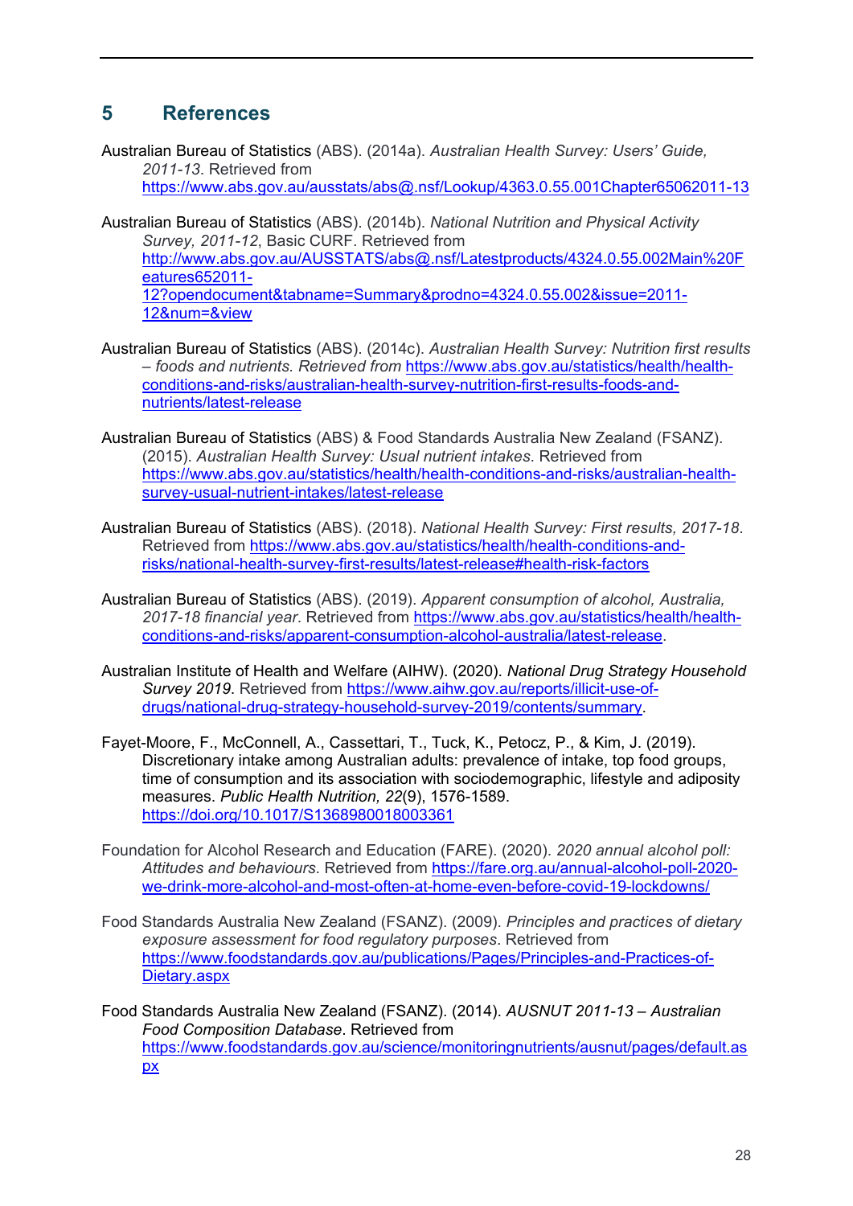# 5 References

Australian Bureau of Statistics (ABS). (2014a). *Australian Health Survey: Users' Guide, 2011-13*. Retrieved from https://www.abs.gov.au/ausstats/abs@.nsf/Lookup/4363.0.55.001Chapter65062011-13

Australian Bureau of Statistics (ABS). (2014b). *National Nutrition and Physical Activity Survey, 2011-12*, Basic CURF. Retrieved from http://www.abs.gov.au/AUSSTATS/abs@.nsf/Latestproducts/4324.0.55.002Main%20Features652011-12?opendocument&tabname=Summary&prodno=4324.0.55.002&issue=2011-12&num=&view

Australian Bureau of Statistics (ABS). (2014c). *Australian Health Survey: Nutrition first results – foods and nutrients. Retrieved from* https://www.abs.gov.au/statistics/health/health-conditions-and-risks/australian-health-survey-nutrition-first-results-foods-and-nutrients/latest-release

Australian Bureau of Statistics (ABS) & Food Standards Australia New Zealand (FSANZ). (2015). *Australian Health Survey: Usual nutrient intakes*. Retrieved from https://www.abs.gov.au/statistics/health/health-conditions-and-risks/australian-health-survey-usual-nutrient-intakes/latest-release

Australian Bureau of Statistics (ABS). (2018). *National Health Survey: First results, 2017-18*. Retrieved from https://www.abs.gov.au/statistics/health/health-conditions-and-risks/national-health-survey-first-results/latest-release#health-risk-factors

Australian Bureau of Statistics (ABS). (2019). *Apparent consumption of alcohol, Australia, 2017-18 financial year*. Retrieved from https://www.abs.gov.au/statistics/health/health-conditions-and-risks/apparent-consumption-alcohol-australia/latest-release.

Australian Institute of Health and Welfare (AIHW). (2020). *National Drug Strategy Household Survey 2019*. Retrieved from https://www.aihw.gov.au/reports/illicit-use-of-drugs/national-drug-strategy-household-survey-2019/contents/summary.

Fayet-Moore, F., McConnell, A., Cassettari, T., Tuck, K., Petocz, P., & Kim, J. (2019). Discretionary intake among Australian adults: prevalence of intake, top food groups, time of consumption and its association with sociodemographic, lifestyle and adiposity measures. *Public Health Nutrition, 22*(9), 1576-1589. https://doi.org/10.1017/S1368980018003361

Foundation for Alcohol Research and Education (FARE). (2020). *2020 annual alcohol poll: Attitudes and behaviours*. Retrieved from https://fare.org.au/annual-alcohol-poll-2020-we-drink-more-alcohol-and-most-often-at-home-even-before-covid-19-lockdowns/

Food Standards Australia New Zealand (FSANZ). (2009). *Principles and practices of dietary exposure assessment for food regulatory purposes*. Retrieved from https://www.foodstandards.gov.au/publications/Pages/Principles-and-Practices-of-Dietary.aspx

Food Standards Australia New Zealand (FSANZ). (2014). *AUSNUT 2011-13 – Australian Food Composition Database*. Retrieved from https://www.foodstandards.gov.au/science/monitoringnutrients/ausnut/pages/default.aspx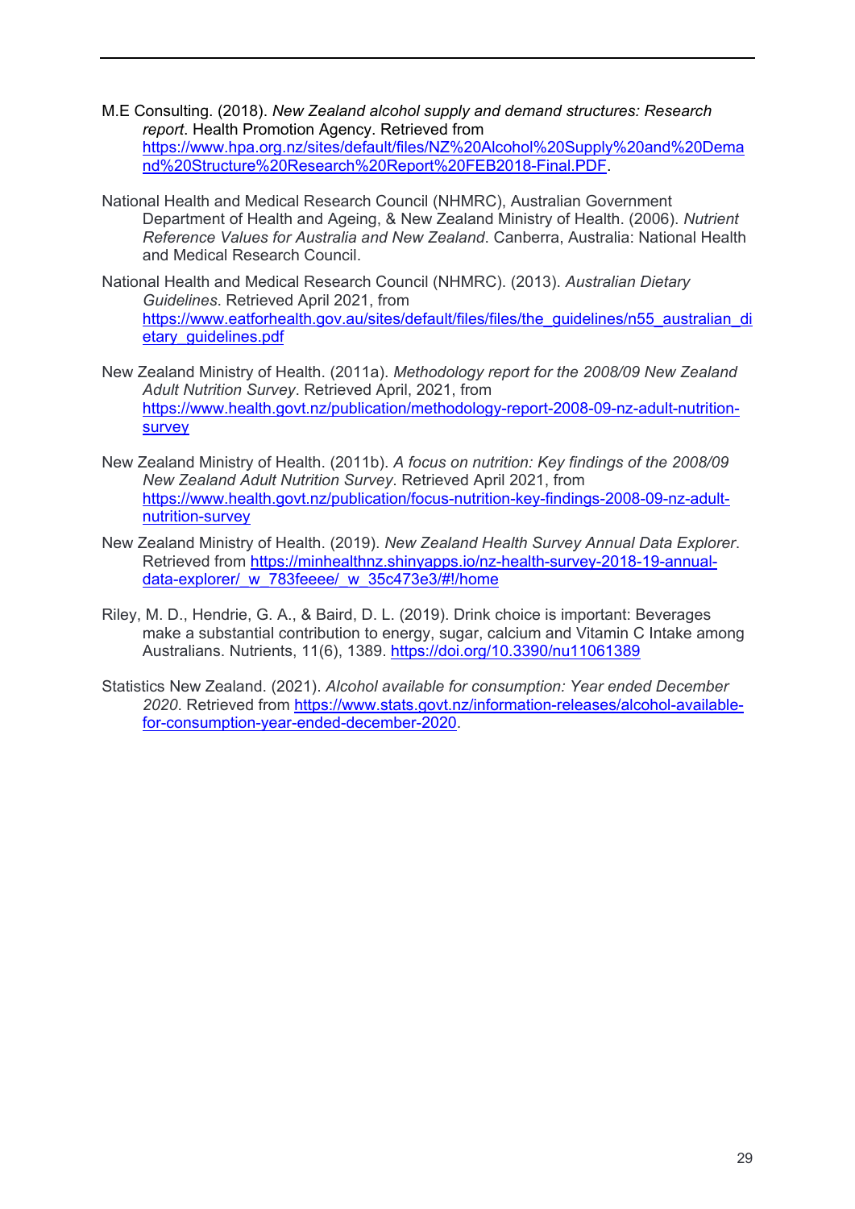M.E Consulting. (2018). *New Zealand alcohol supply and demand structures: Research report*. Health Promotion Agency. Retrieved from https://www.hpa.org.nz/sites/default/files/NZ%20Alcohol%20Supply%20and%20Demand%20Structure%20Research%20Report%20FEB2018-Final.PDF.

National Health and Medical Research Council (NHMRC), Australian Government Department of Health and Ageing, & New Zealand Ministry of Health. (2006). *Nutrient Reference Values for Australia and New Zealand*. Canberra, Australia: National Health and Medical Research Council.

National Health and Medical Research Council (NHMRC). (2013). *Australian Dietary Guidelines*. Retrieved April 2021, from https://www.eatforhealth.gov.au/sites/default/files/files/the_guidelines/n55_australian_dietary_guidelines.pdf

New Zealand Ministry of Health. (2011a). *Methodology report for the 2008/09 New Zealand Adult Nutrition Survey*. Retrieved April, 2021, from https://www.health.govt.nz/publication/methodology-report-2008-09-nz-adult-nutrition-survey

New Zealand Ministry of Health. (2011b). *A focus on nutrition: Key findings of the 2008/09 New Zealand Adult Nutrition Survey*. Retrieved April 2021, from https://www.health.govt.nz/publication/focus-nutrition-key-findings-2008-09-nz-adult-nutrition-survey

New Zealand Ministry of Health. (2019). *New Zealand Health Survey Annual Data Explorer*. Retrieved from https://minhealthnz.shinyapps.io/nz-health-survey-2018-19-annual-data-explorer/_w_783feeee/_w_35c473e3/#!/home

Riley, M. D., Hendrie, G. A., & Baird, D. L. (2019). Drink choice is important: Beverages make a substantial contribution to energy, sugar, calcium and Vitamin C Intake among Australians. Nutrients, 11(6), 1389. https://doi.org/10.3390/nu11061389

Statistics New Zealand. (2021). *Alcohol available for consumption: Year ended December 2020*. Retrieved from https://www.stats.govt.nz/information-releases/alcohol-available-for-consumption-year-ended-december-2020.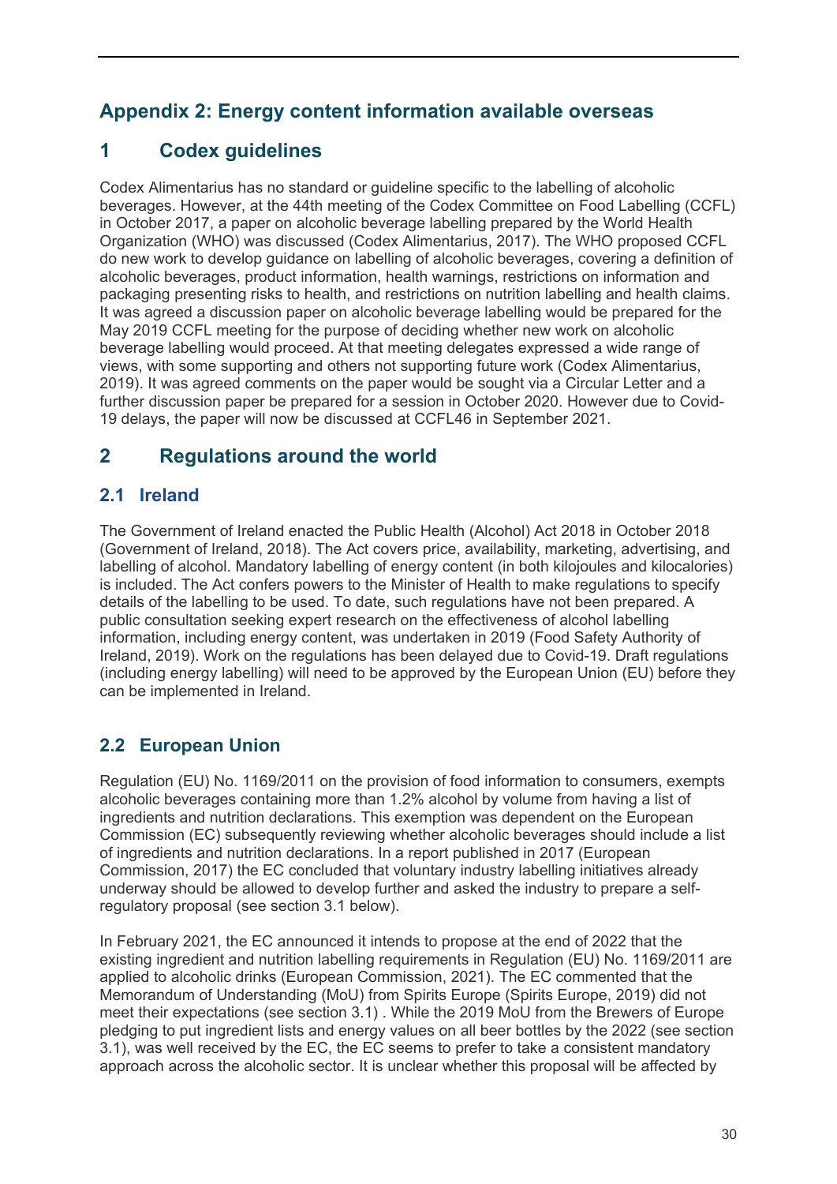# Appendix 2: Energy content information available overseas

## 1 Codex guidelines

Codex Alimentarius has no standard or guideline specific to the labelling of alcoholic beverages. However, at the 44th meeting of the Codex Committee on Food Labelling (CCFL) in October 2017, a paper on alcoholic beverage labelling prepared by the World Health Organization (WHO) was discussed (Codex Alimentarius, 2017). The WHO proposed CCFL do new work to develop guidance on labelling of alcoholic beverages, covering a definition of alcoholic beverages, product information, health warnings, restrictions on information and packaging presenting risks to health, and restrictions on nutrition labelling and health claims. It was agreed a discussion paper on alcoholic beverage labelling would be prepared for the May 2019 CCFL meeting for the purpose of deciding whether new work on alcoholic beverage labelling would proceed. At that meeting delegates expressed a wide range of views, with some supporting and others not supporting future work (Codex Alimentarius, 2019). It was agreed comments on the paper would be sought via a Circular Letter and a further discussion paper be prepared for a session in October 2020. However due to Covid-19 delays, the paper will now be discussed at CCFL46 in September 2021.

## 2 Regulations around the world

### 2.1 Ireland

The Government of Ireland enacted the Public Health (Alcohol) Act 2018 in October 2018 (Government of Ireland, 2018). The Act covers price, availability, marketing, advertising, and labelling of alcohol. Mandatory labelling of energy content (in both kilojoules and kilocalories) is included. The Act confers powers to the Minister of Health to make regulations to specify details of the labelling to be used. To date, such regulations have not been prepared. A public consultation seeking expert research on the effectiveness of alcohol labelling information, including energy content, was undertaken in 2019 (Food Safety Authority of Ireland, 2019). Work on the regulations has been delayed due to Covid-19. Draft regulations (including energy labelling) will need to be approved by the European Union (EU) before they can be implemented in Ireland.

### 2.2 European Union

Regulation (EU) No. 1169/2011 on the provision of food information to consumers, exempts alcoholic beverages containing more than 1.2% alcohol by volume from having a list of ingredients and nutrition declarations. This exemption was dependent on the European Commission (EC) subsequently reviewing whether alcoholic beverages should include a list of ingredients and nutrition declarations. In a report published in 2017 (European Commission, 2017) the EC concluded that voluntary industry labelling initiatives already underway should be allowed to develop further and asked the industry to prepare a self-regulatory proposal (see section 3.1 below).

In February 2021, the EC announced it intends to propose at the end of 2022 that the existing ingredient and nutrition labelling requirements in Regulation (EU) No. 1169/2011 are applied to alcoholic drinks (European Commission, 2021). The EC commented that the Memorandum of Understanding (MoU) from Spirits Europe (Spirits Europe, 2019) did not meet their expectations (see section 3.1) . While the 2019 MoU from the Brewers of Europe pledging to put ingredient lists and energy values on all beer bottles by the 2022 (see section 3.1), was well received by the EC, the EC seems to prefer to take a consistent mandatory approach across the alcoholic sector. It is unclear whether this proposal will be affected by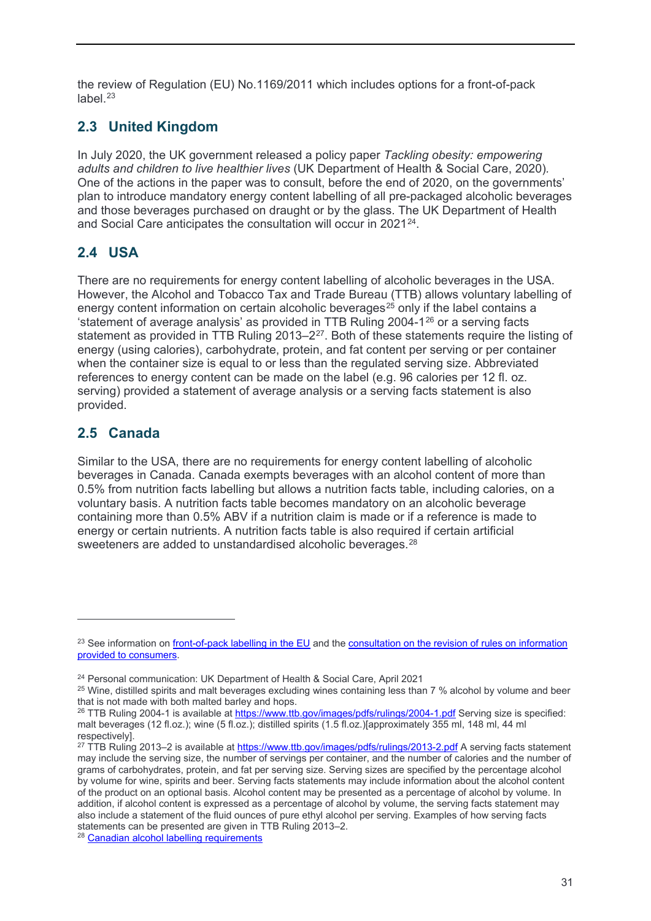the review of Regulation (EU) No.1169/2011 which includes options for a front-of-pack label.[23]

## 2.3 United Kingdom

In July 2020, the UK government released a policy paper *Tackling obesity: empowering adults and children to live healthier lives* (UK Department of Health & Social Care, 2020). One of the actions in the paper was to consult, before the end of 2020, on the governments' plan to introduce mandatory energy content labelling of all pre-packaged alcoholic beverages and those beverages purchased on draught or by the glass. The UK Department of Health and Social Care anticipates the consultation will occur in 2021[24].

## 2.4 USA

There are no requirements for energy content labelling of alcoholic beverages in the USA. However, the Alcohol and Tobacco Tax and Trade Bureau (TTB) allows voluntary labelling of energy content information on certain alcoholic beverages[25] only if the label contains a 'statement of average analysis' as provided in TTB Ruling 2004-1[26] or a serving facts statement as provided in TTB Ruling 2013–2[27]. Both of these statements require the listing of energy (using calories), carbohydrate, protein, and fat content per serving or per container when the container size is equal to or less than the regulated serving size. Abbreviated references to energy content can be made on the label (e.g. 96 calories per 12 fl. oz. serving) provided a statement of average analysis or a serving facts statement is also provided.

## 2.5 Canada

Similar to the USA, there are no requirements for energy content labelling of alcoholic beverages in Canada. Canada exempts beverages with an alcohol content of more than 0.5% from nutrition facts labelling but allows a nutrition facts table, including calories, on a voluntary basis. A nutrition facts table becomes mandatory on an alcoholic beverage containing more than 0.5% ABV if a nutrition claim is made or if a reference is made to energy or certain nutrients. A nutrition facts table is also required if certain artificial sweeteners are added to unstandardised alcoholic beverages.[28]

---

[23] See information on front-of-pack labelling in the EU and the consultation on the revision of rules on information provided to consumers.

[24] Personal communication: UK Department of Health & Social Care, April 2021

[25] Wine, distilled spirits and malt beverages excluding wines containing less than 7 % alcohol by volume and beer that is not made with both malted barley and hops.

[26] TTB Ruling 2004-1 is available at https://www.ttb.gov/images/pdfs/rulings/2004-1.pdf Serving size is specified: malt beverages (12 fl.oz.); wine (5 fl.oz.); distilled spirits (1.5 fl.oz.)[approximately 355 ml, 148 ml, 44 ml respectively].

[27] TTB Ruling 2013–2 is available at https://www.ttb.gov/images/pdfs/rulings/2013-2.pdf A serving facts statement may include the serving size, the number of servings per container, and the number of calories and the number of grams of carbohydrates, protein, and fat per serving size. Serving sizes are specified by the percentage alcohol by volume for wine, spirits and beer. Serving facts statements may include information about the alcohol content of the product on an optional basis. Alcohol content may be presented as a percentage of alcohol by volume. In addition, if alcohol content is expressed as a percentage of alcohol by volume, the serving facts statement may also include a statement of the fluid ounces of pure ethyl alcohol per serving. Examples of how serving facts statements can be presented are given in TTB Ruling 2013–2.

[28] Canadian alcohol labelling requirements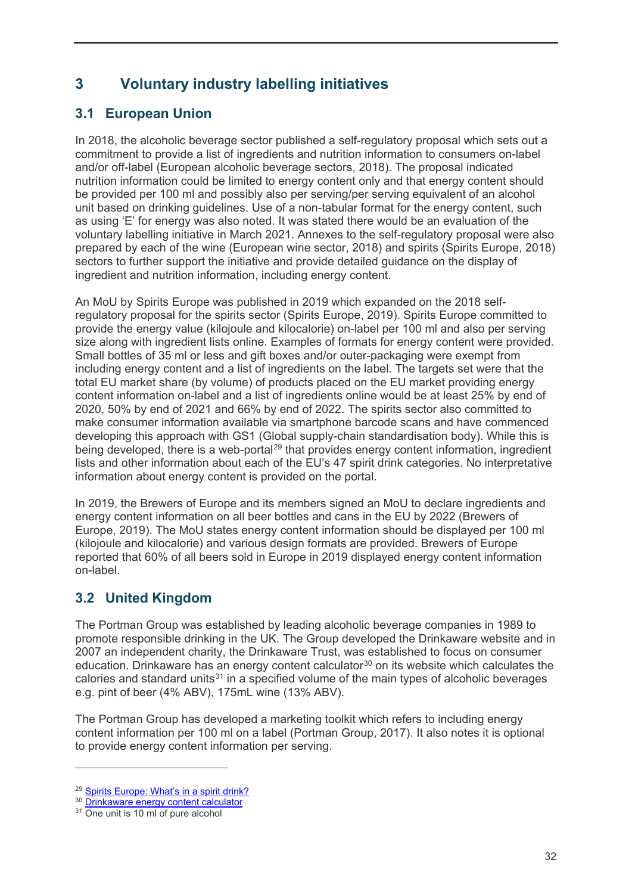# 3 Voluntary industry labelling initiatives

## 3.1 European Union

In 2018, the alcoholic beverage sector published a self-regulatory proposal which sets out a commitment to provide a list of ingredients and nutrition information to consumers on-label and/or off-label (European alcoholic beverage sectors, 2018). The proposal indicated nutrition information could be limited to energy content only and that energy content should be provided per 100 ml and possibly also per serving/per serving equivalent of an alcohol unit based on drinking guidelines. Use of a non-tabular format for the energy content, such as using 'E' for energy was also noted. It was stated there would be an evaluation of the voluntary labelling initiative in March 2021. Annexes to the self-regulatory proposal were also prepared by each of the wine (European wine sector, 2018) and spirits (Spirits Europe, 2018) sectors to further support the initiative and provide detailed guidance on the display of ingredient and nutrition information, including energy content.

An MoU by Spirits Europe was published in 2019 which expanded on the 2018 self-regulatory proposal for the spirits sector (Spirits Europe, 2019). Spirits Europe committed to provide the energy value (kilojoule and kilocalorie) on-label per 100 ml and also per serving size along with ingredient lists online. Examples of formats for energy content were provided. Small bottles of 35 ml or less and gift boxes and/or outer-packaging were exempt from including energy content and a list of ingredients on the label. The targets set were that the total EU market share (by volume) of products placed on the EU market providing energy content information on-label and a list of ingredients online would be at least 25% by end of 2020, 50% by end of 2021 and 66% by end of 2022. The spirits sector also committed to make consumer information available via smartphone barcode scans and have commenced developing this approach with GS1 (Global supply-chain standardisation body). While this is being developed, there is a web-portal[29] that provides energy content information, ingredient lists and other information about each of the EU's 47 spirit drink categories. No interpretative information about energy content is provided on the portal.

In 2019, the Brewers of Europe and its members signed an MoU to declare ingredients and energy content information on all beer bottles and cans in the EU by 2022 (Brewers of Europe, 2019). The MoU states energy content information should be displayed per 100 ml (kilojoule and kilocalorie) and various design formats are provided. Brewers of Europe reported that 60% of all beers sold in Europe in 2019 displayed energy content information on-label.

## 3.2 United Kingdom

The Portman Group was established by leading alcoholic beverage companies in 1989 to promote responsible drinking in the UK. The Group developed the Drinkaware website and in 2007 an independent charity, the Drinkaware Trust, was established to focus on consumer education. Drinkaware has an energy content calculator[30] on its website which calculates the calories and standard units[31] in a specified volume of the main types of alcoholic beverages e.g. pint of beer (4% ABV), 175mL wine (13% ABV).

The Portman Group has developed a marketing toolkit which refers to including energy content information per 100 ml on a label (Portman Group, 2017). It also notes it is optional to provide energy content information per serving.

---

[29] Spirits Europe: What's in a spirit drink?

[30] Drinkaware energy content calculator

[31] One unit is 10 ml of pure alcohol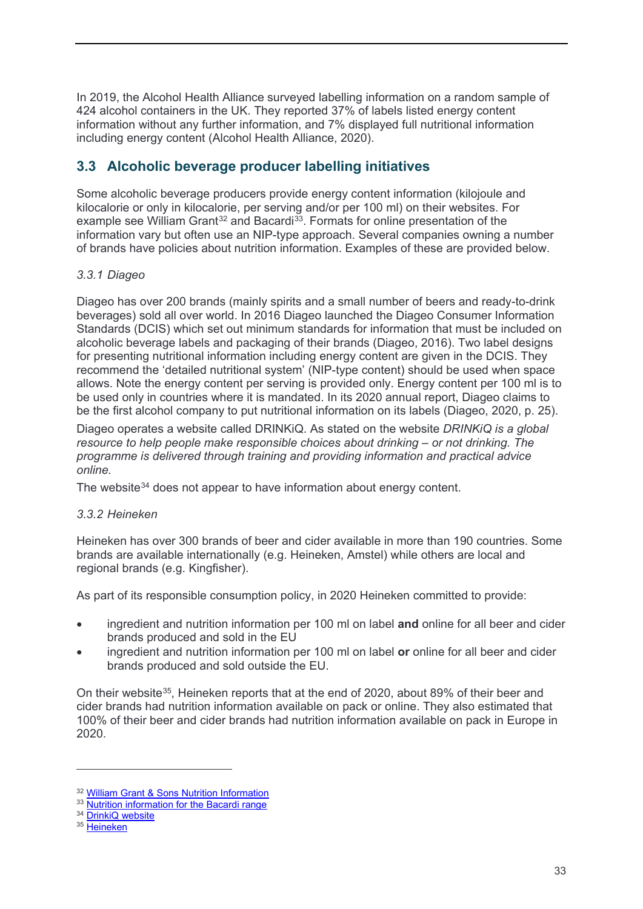In 2019, the Alcohol Health Alliance surveyed labelling information on a random sample of 424 alcohol containers in the UK. They reported 37% of labels listed energy content information without any further information, and 7% displayed full nutritional information including energy content (Alcohol Health Alliance, 2020).

## 3.3 Alcoholic beverage producer labelling initiatives

Some alcoholic beverage producers provide energy content information (kilojoule and kilocalorie or only in kilocalorie, per serving and/or per 100 ml) on their websites. For example see William Grant[32] and Bacardi[33]. Formats for online presentation of the information vary but often use an NIP-type approach. Several companies owning a number of brands have policies about nutrition information. Examples of these are provided below.

### *3.3.1 Diageo*

Diageo has over 200 brands (mainly spirits and a small number of beers and ready-to-drink beverages) sold all over world. In 2016 Diageo launched the Diageo Consumer Information Standards (DCIS) which set out minimum standards for information that must be included on alcoholic beverage labels and packaging of their brands (Diageo, 2016). Two label designs for presenting nutritional information including energy content are given in the DCIS. They recommend the 'detailed nutritional system' (NIP-type content) should be used when space allows. Note the energy content per serving is provided only. Energy content per 100 ml is to be used only in countries where it is mandated. In its 2020 annual report, Diageo claims to be the first alcohol company to put nutritional information on its labels (Diageo, 2020, p. 25).

Diageo operates a website called DRINKiQ. As stated on the website *DRINKiQ is a global resource to help people make responsible choices about drinking – or not drinking. The programme is delivered through training and providing information and practical advice online.*

The website[34] does not appear to have information about energy content.

### *3.3.2 Heineken*

Heineken has over 300 brands of beer and cider available in more than 190 countries. Some brands are available internationally (e.g. Heineken, Amstel) while others are local and regional brands (e.g. Kingfisher).

As part of its responsible consumption policy, in 2020 Heineken committed to provide:

- ingredient and nutrition information per 100 ml on label **and** online for all beer and cider brands produced and sold in the EU
- ingredient and nutrition information per 100 ml on label **or** online for all beer and cider brands produced and sold outside the EU.

On their website[35], Heineken reports that at the end of 2020, about 89% of their beer and cider brands had nutrition information available on pack or online. They also estimated that 100% of their beer and cider brands had nutrition information available on pack in Europe in 2020.

---

[32] William Grant & Sons Nutrition Information
[33] Nutrition information for the Bacardi range
[34] DrinkiQ website
[35] Heineken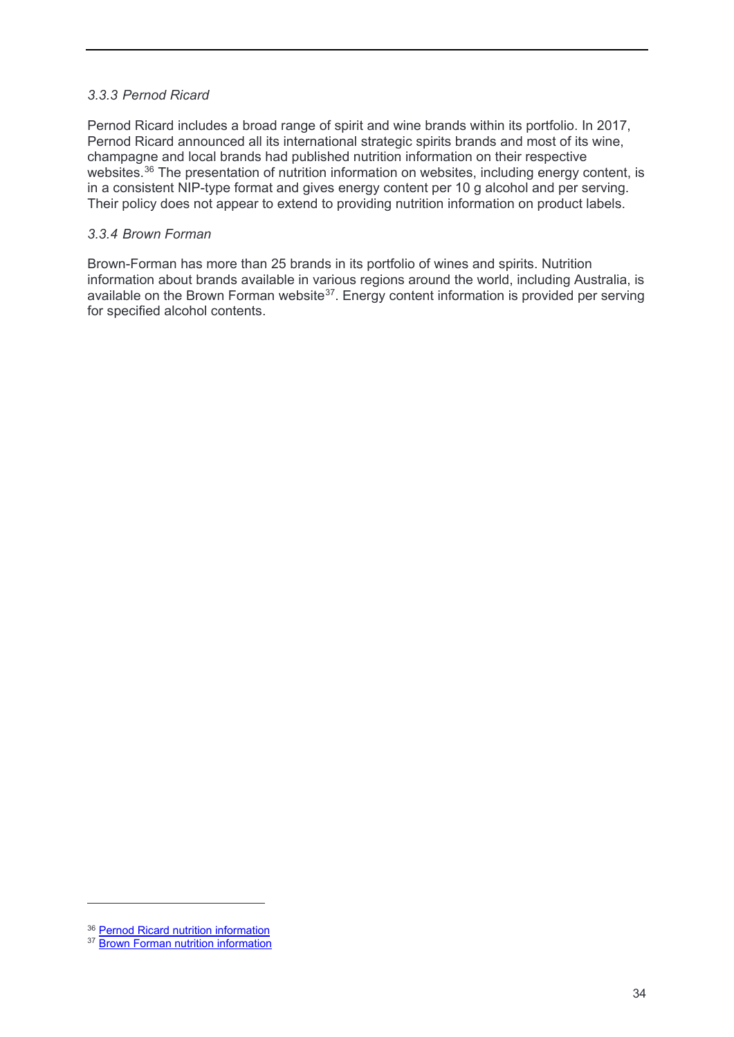### *3.3.3 Pernod Ricard*

Pernod Ricard includes a broad range of spirit and wine brands within its portfolio. In 2017, Pernod Ricard announced all its international strategic spirits brands and most of its wine, champagne and local brands had published nutrition information on their respective websites.[36] The presentation of nutrition information on websites, including energy content, is in a consistent NIP-type format and gives energy content per 10 g alcohol and per serving. Their policy does not appear to extend to providing nutrition information on product labels.

### *3.3.4 Brown Forman*

Brown-Forman has more than 25 brands in its portfolio of wines and spirits. Nutrition information about brands available in various regions around the world, including Australia, is available on the Brown Forman website[37]. Energy content information is provided per serving for specified alcohol contents.

---

[36] Pernod Ricard nutrition information

[37] Brown Forman nutrition information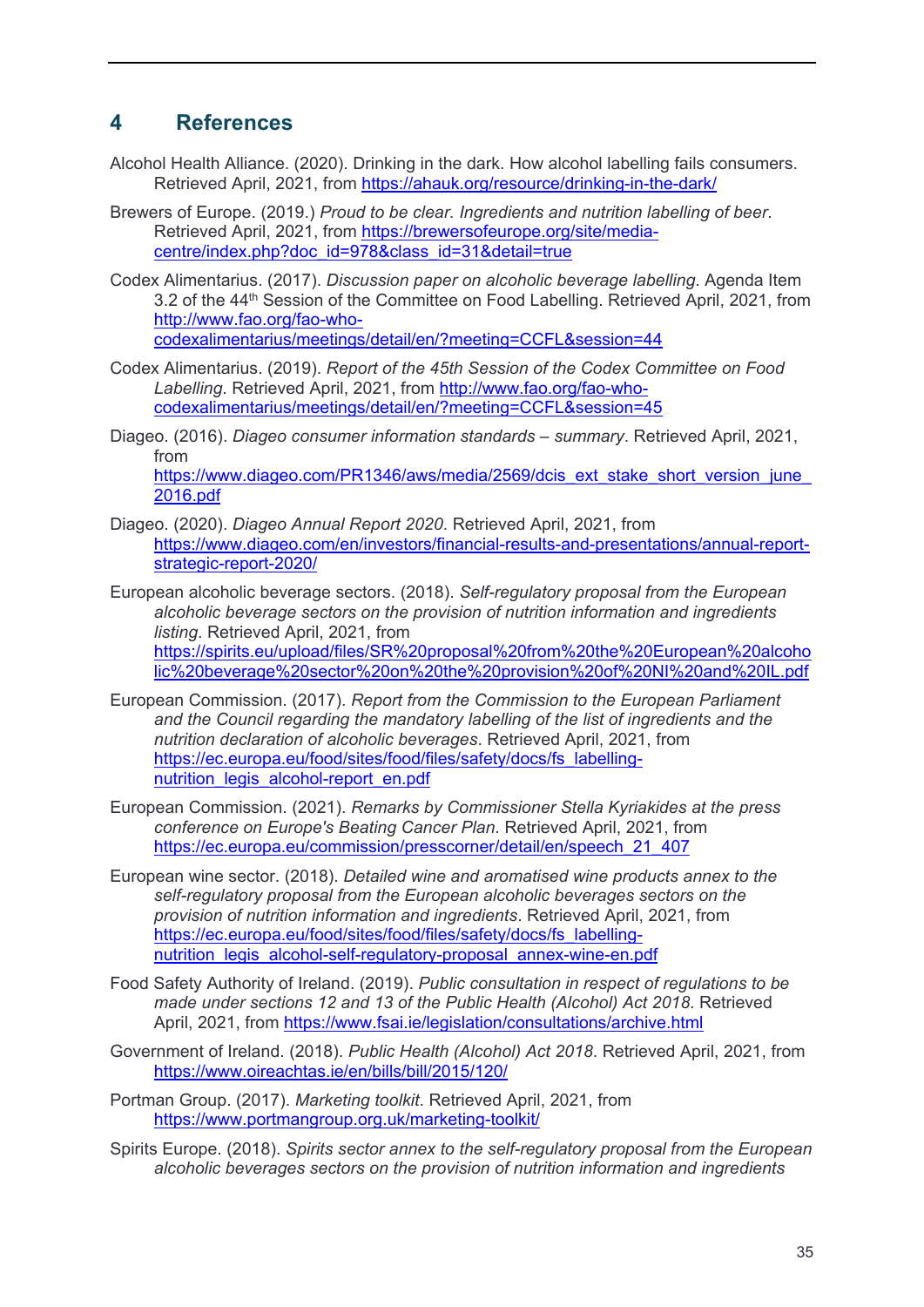## 4 References

Alcohol Health Alliance. (2020). Drinking in the dark. How alcohol labelling fails consumers. Retrieved April, 2021, from https://ahauk.org/resource/drinking-in-the-dark/

Brewers of Europe. (2019.) *Proud to be clear. Ingredients and nutrition labelling of beer*. Retrieved April, 2021, from https://brewersofeurope.org/site/media-centre/index.php?doc_id=978&class_id=31&detail=true

Codex Alimentarius. (2017). *Discussion paper on alcoholic beverage labelling*. Agenda Item 3.2 of the 44th Session of the Committee on Food Labelling. Retrieved April, 2021, from http://www.fao.org/fao-who-codexalimentarius/meetings/detail/en/?meeting=CCFL&session=44

Codex Alimentarius. (2019). *Report of the 45th Session of the Codex Committee on Food Labelling*. Retrieved April, 2021, from http://www.fao.org/fao-who-codexalimentarius/meetings/detail/en/?meeting=CCFL&session=45

Diageo. (2016). *Diageo consumer information standards – summary*. Retrieved April, 2021, from https://www.diageo.com/PR1346/aws/media/2569/dcis_ext_stake_short_version_june_2016.pdf

Diageo. (2020). *Diageo Annual Report 2020*. Retrieved April, 2021, from https://www.diageo.com/en/investors/financial-results-and-presentations/annual-report-strategic-report-2020/

European alcoholic beverage sectors. (2018). *Self-regulatory proposal from the European alcoholic beverage sectors on the provision of nutrition information and ingredients listing*. Retrieved April, 2021, from https://spirits.eu/upload/files/SR%20proposal%20from%20the%20European%20alcoholic%20beverage%20sector%20on%20the%20provision%20of%20NI%20and%20IL.pdf

European Commission. (2017). *Report from the Commission to the European Parliament and the Council regarding the mandatory labelling of the list of ingredients and the nutrition declaration of alcoholic beverages*. Retrieved April, 2021, from https://ec.europa.eu/food/sites/food/files/safety/docs/fs_labelling-nutrition_legis_alcohol-report_en.pdf

European Commission. (2021). *Remarks by Commissioner Stella Kyriakides at the press conference on Europe's Beating Cancer Plan*. Retrieved April, 2021, from https://ec.europa.eu/commission/presscorner/detail/en/speech_21_407

European wine sector. (2018). *Detailed wine and aromatised wine products annex to the self-regulatory proposal from the European alcoholic beverages sectors on the provision of nutrition information and ingredients*. Retrieved April, 2021, from https://ec.europa.eu/food/sites/food/files/safety/docs/fs_labelling-nutrition_legis_alcohol-self-regulatory-proposal_annex-wine-en.pdf

Food Safety Authority of Ireland. (2019). *Public consultation in respect of regulations to be made under sections 12 and 13 of the Public Health (Alcohol) Act 2018*. Retrieved April, 2021, from https://www.fsai.ie/legislation/consultations/archive.html

Government of Ireland. (2018). *Public Health (Alcohol) Act 2018*. Retrieved April, 2021, from https://www.oireachtas.ie/en/bills/bill/2015/120/

Portman Group. (2017). *Marketing toolkit*. Retrieved April, 2021, from https://www.portmangroup.org.uk/marketing-toolkit/

Spirits Europe. (2018). *Spirits sector annex to the self-regulatory proposal from the European alcoholic beverages sectors on the provision of nutrition information and ingredients*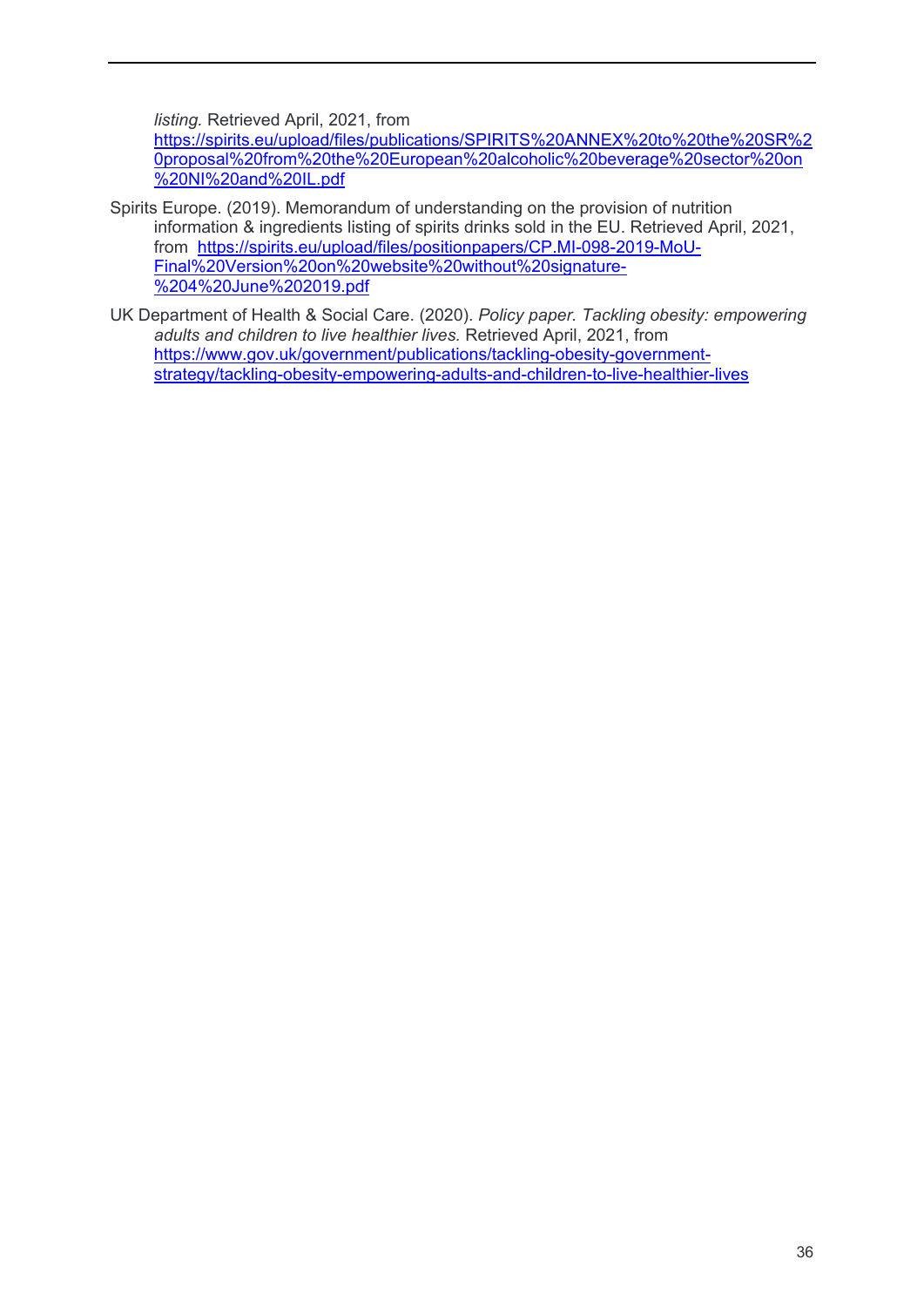*listing.* Retrieved April, 2021, from https://spirits.eu/upload/files/publications/SPIRITS%20ANNEX%20to%20the%20SR%20proposal%20from%20the%20European%20alcoholic%20beverage%20sector%20on%20NI%20and%20IL.pdf

Spirits Europe. (2019). Memorandum of understanding on the provision of nutrition information & ingredients listing of spirits drinks sold in the EU. Retrieved April, 2021, from https://spirits.eu/upload/files/positionpapers/CP.MI-098-2019-MoU-Final%20Version%20on%20website%20without%20signature-%204%20June%202019.pdf

UK Department of Health & Social Care. (2020). *Policy paper. Tackling obesity: empowering adults and children to live healthier lives.* Retrieved April, 2021, from https://www.gov.uk/government/publications/tackling-obesity-government-strategy/tackling-obesity-empowering-adults-and-children-to-live-healthier-lives